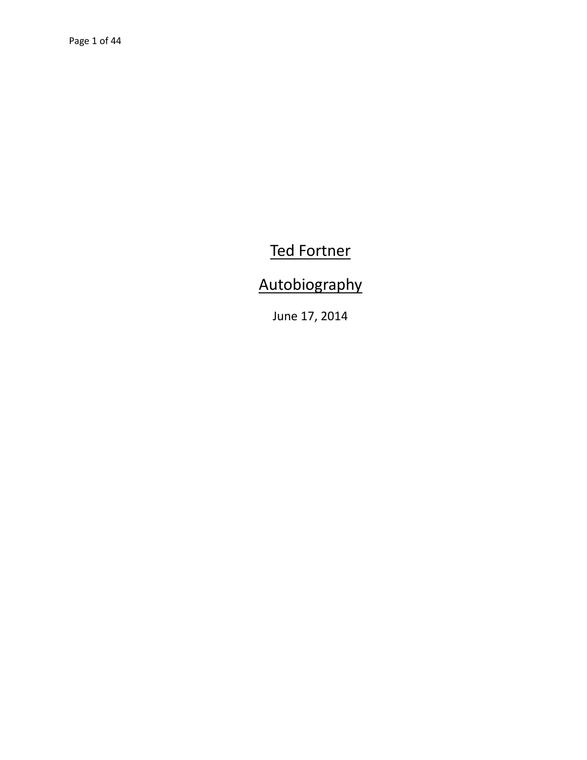# Ted Fortner

## Autobiography

June 17, 2014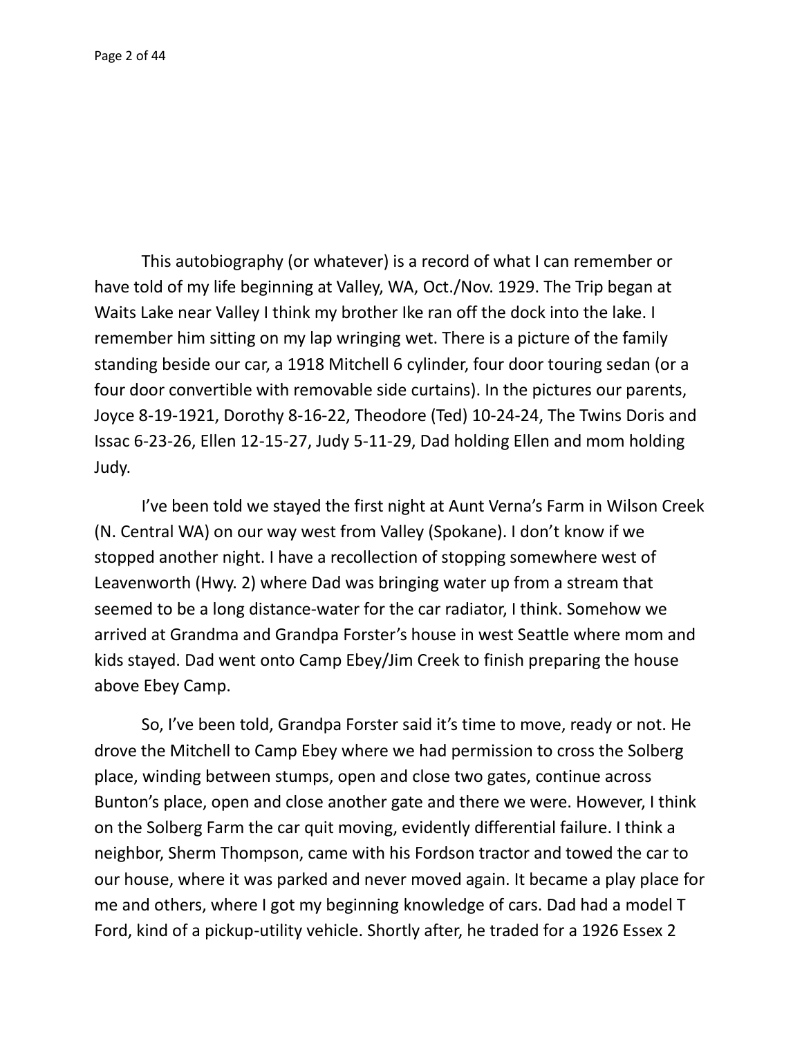This autobiography (or whatever) is a record of what I can remember or have told of my life beginning at Valley, WA, Oct./Nov. 1929. The Trip began at Waits Lake near Valley I think my brother Ike ran off the dock into the lake. I remember him sitting on my lap wringing wet. There is a picture of the family standing beside our car, a 1918 Mitchell 6 cylinder, four door touring sedan (or a four door convertible with removable side curtains). In the pictures our parents, Joyce 8-19-1921, Dorothy 8-16-22, Theodore (Ted) 10-24-24, The Twins Doris and Issac 6-23-26, Ellen 12-15-27, Judy 5-11-29, Dad holding Ellen and mom holding Judy.

I've been told we stayed the first night at Aunt Verna's Farm in Wilson Creek (N. Central WA) on our way west from Valley (Spokane). I don't know if we stopped another night. I have a recollection of stopping somewhere west of Leavenworth (Hwy. 2) where Dad was bringing water up from a stream that seemed to be a long distance-water for the car radiator, I think. Somehow we arrived at Grandma and Grandpa Forster's house in west Seattle where mom and kids stayed. Dad went onto Camp Ebey/Jim Creek to finish preparing the house above Ebey Camp.

So, I've been told, Grandpa Forster said it's time to move, ready or not. He drove the Mitchell to Camp Ebey where we had permission to cross the Solberg place, winding between stumps, open and close two gates, continue across Bunton's place, open and close another gate and there we were. However, I think on the Solberg Farm the car quit moving, evidently differential failure. I think a neighbor, Sherm Thompson, came with his Fordson tractor and towed the car to our house, where it was parked and never moved again. It became a play place for me and others, where I got my beginning knowledge of cars. Dad had a model T Ford, kind of a pickup-utility vehicle. Shortly after, he traded for a 1926 Essex 2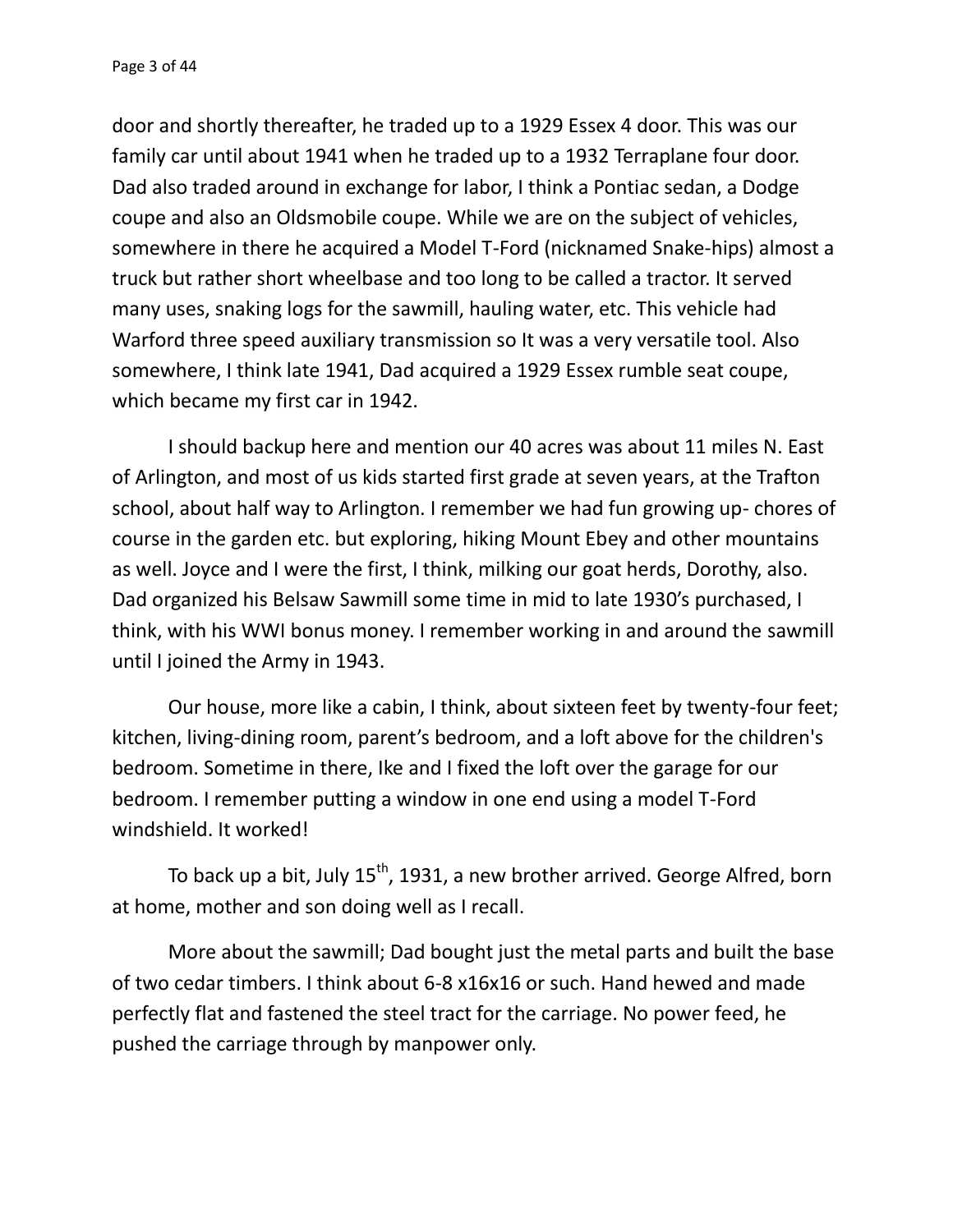door and shortly thereafter, he traded up to a 1929 Essex 4 door. This was our family car until about 1941 when he traded up to a 1932 Terraplane four door. Dad also traded around in exchange for labor, I think a Pontiac sedan, a Dodge coupe and also an Oldsmobile coupe. While we are on the subject of vehicles, somewhere in there he acquired a Model T-Ford (nicknamed Snake-hips) almost a truck but rather short wheelbase and too long to be called a tractor. It served many uses, snaking logs for the sawmill, hauling water, etc. This vehicle had Warford three speed auxiliary transmission so It was a very versatile tool. Also somewhere, I think late 1941, Dad acquired a 1929 Essex rumble seat coupe, which became my first car in 1942.

I should backup here and mention our 40 acres was about 11 miles N. East of Arlington, and most of us kids started first grade at seven years, at the Trafton school, about half way to Arlington. I remember we had fun growing up- chores of course in the garden etc. but exploring, hiking Mount Ebey and other mountains as well. Joyce and I were the first, I think, milking our goat herds, Dorothy, also. Dad organized his Belsaw Sawmill some time in mid to late 1930's purchased, I think, with his WWI bonus money. I remember working in and around the sawmill until I joined the Army in 1943.

Our house, more like a cabin, I think, about sixteen feet by twenty-four feet; kitchen, living-dining room, parent's bedroom, and a loft above for the children's bedroom. Sometime in there, Ike and I fixed the loft over the garage for our bedroom. I remember putting a window in one end using a model T-Ford windshield. It worked!

To back up a bit, July 15th, 1931, a new brother arrived. George Alfred, born at home, mother and son doing well as I recall.

More about the sawmill; Dad bought just the metal parts and built the base of two cedar timbers. I think about 6-8 x16x16 or such. Hand hewed and made perfectly flat and fastened the steel tract for the carriage. No power feed, he pushed the carriage through by manpower only.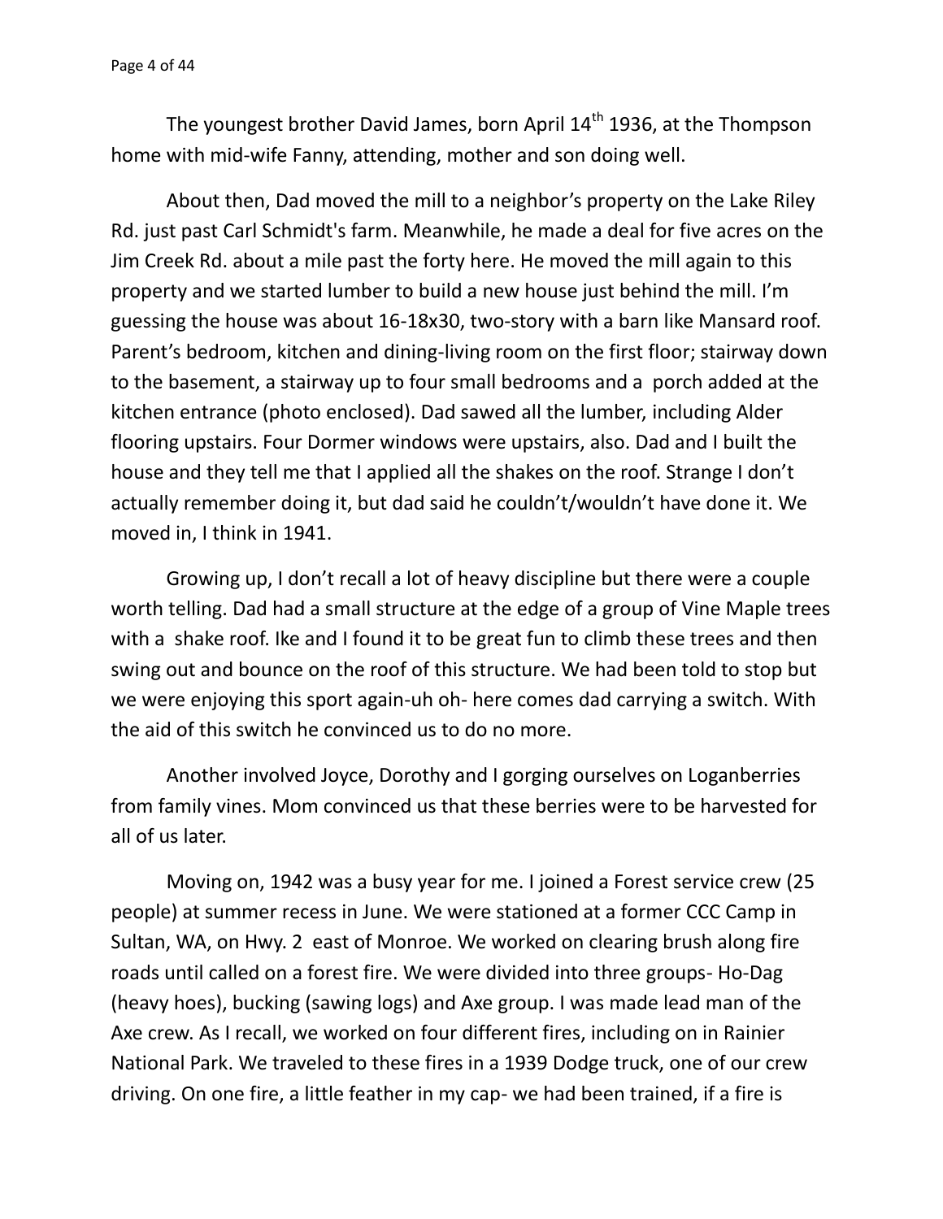The youngest brother David James, born April 14th 1936, at the Thompson home with mid-wife Fanny, attending, mother and son doing well.

About then, Dad moved the mill to a neighbor's property on the Lake Riley Rd. just past Carl Schmidt's farm. Meanwhile, he made a deal for five acres on the Jim Creek Rd. about a mile past the forty here. He moved the mill again to this property and we started lumber to build a new house just behind the mill. I'm guessing the house was about 16-18x30, two-story with a barn like Mansard roof. Parent's bedroom, kitchen and dining-living room on the first floor; stairway down to the basement, a stairway up to four small bedrooms and a porch added at the kitchen entrance (photo enclosed). Dad sawed all the lumber, including Alder flooring upstairs. Four Dormer windows were upstairs, also. Dad and I built the house and they tell me that I applied all the shakes on the roof. Strange I don't actually remember doing it, but dad said he couldn't/wouldn't have done it. We moved in, I think in 1941.

Growing up, I don't recall a lot of heavy discipline but there were a couple worth telling. Dad had a small structure at the edge of a group of Vine Maple trees with a shake roof. Ike and I found it to be great fun to climb these trees and then swing out and bounce on the roof of this structure. We had been told to stop but we were enjoying this sport again-uh oh- here comes dad carrying a switch. With the aid of this switch he convinced us to do no more.

Another involved Joyce, Dorothy and I gorging ourselves on Loganberries from family vines. Mom convinced us that these berries were to be harvested for all of us later.

Moving on, 1942 was a busy year for me. I joined a Forest service crew (25 people) at summer recess in June. We were stationed at a former CCC Camp in Sultan, WA, on Hwy. 2 east of Monroe. We worked on clearing brush along fire roads until called on a forest fire. We were divided into three groups- Ho-Dag (heavy hoes), bucking (sawing logs) and Axe group. I was made lead man of the Axe crew. As I recall, we worked on four different fires, including on in Rainier National Park. We traveled to these fires in a 1939 Dodge truck, one of our crew driving. On one fire, a little feather in my cap- we had been trained, if a fire is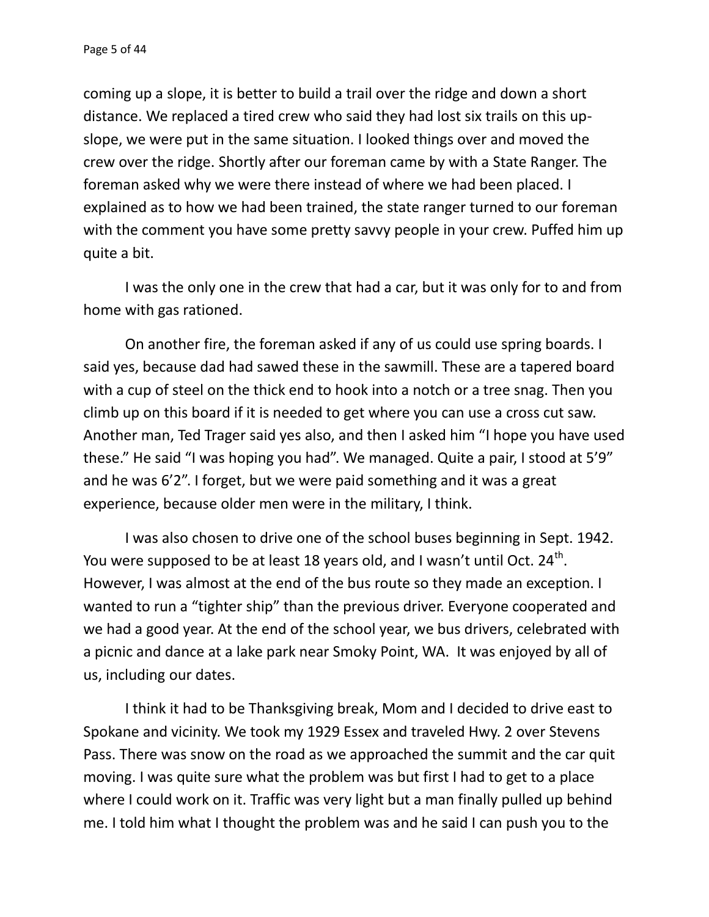coming up a slope, it is better to build a trail over the ridge and down a short distance. We replaced a tired crew who said they had lost six trails on this up-slope, we were put in the same situation. I looked things over and moved the crew over the ridge. Shortly after our foreman came by with a State Ranger. The foreman asked why we were there instead of where we had been placed. I explained as to how we had been trained, the state ranger turned to our foreman with the comment you have some pretty savvy people in your crew. Puffed him up quite a bit.

I was the only one in the crew that had a car, but it was only for to and from home with gas rationed.

On another fire, the foreman asked if any of us could use spring boards. I said yes, because dad had sawed these in the sawmill. These are a tapered board with a cup of steel on the thick end to hook into a notch or a tree snag. Then you climb up on this board if it is needed to get where you can use a cross cut saw. Another man, Ted Trager said yes also, and then I asked him "I hope you have used these." He said "I was hoping you had". We managed. Quite a pair, I stood at 5'9" and he was 6'2". I forget, but we were paid something and it was a great experience, because older men were in the military, I think.

I was also chosen to drive one of the school buses beginning in Sept. 1942. You were supposed to be at least 18 years old, and I wasn't until Oct. 24th. However, I was almost at the end of the bus route so they made an exception. I wanted to run a "tighter ship" than the previous driver. Everyone cooperated and we had a good year. At the end of the school year, we bus drivers, celebrated with a picnic and dance at a lake park near Smoky Point, WA. It was enjoyed by all of us, including our dates.

I think it had to be Thanksgiving break, Mom and I decided to drive east to Spokane and vicinity. We took my 1929 Essex and traveled Hwy. 2 over Stevens Pass. There was snow on the road as we approached the summit and the car quit moving. I was quite sure what the problem was but first I had to get to a place where I could work on it. Traffic was very light but a man finally pulled up behind me. I told him what I thought the problem was and he said I can push you to the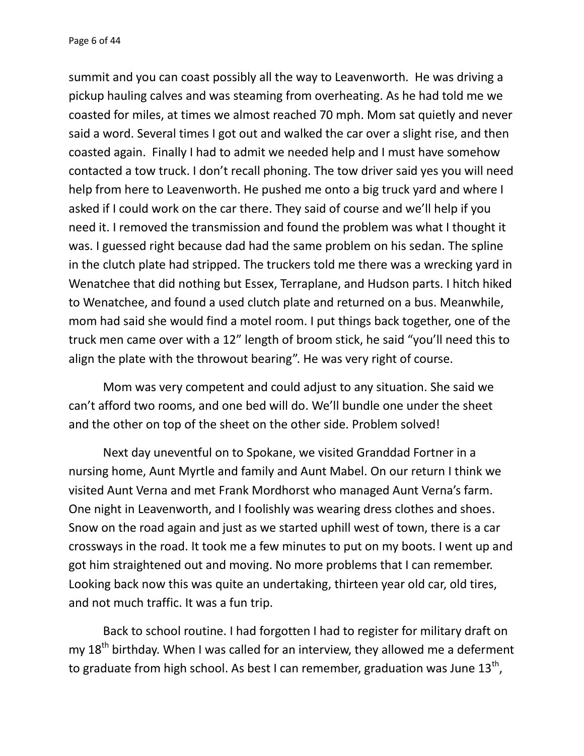summit and you can coast possibly all the way to Leavenworth. He was driving a pickup hauling calves and was steaming from overheating. As he had told me we coasted for miles, at times we almost reached 70 mph. Mom sat quietly and never said a word. Several times I got out and walked the car over a slight rise, and then coasted again. Finally I had to admit we needed help and I must have somehow contacted a tow truck. I don't recall phoning. The tow driver said yes you will need help from here to Leavenworth. He pushed me onto a big truck yard and where I asked if I could work on the car there. They said of course and we'll help if you need it. I removed the transmission and found the problem was what I thought it was. I guessed right because dad had the same problem on his sedan. The spline in the clutch plate had stripped. The truckers told me there was a wrecking yard in Wenatchee that did nothing but Essex, Terraplane, and Hudson parts. I hitch hiked to Wenatchee, and found a used clutch plate and returned on a bus. Meanwhile, mom had said she would find a motel room. I put things back together, one of the truck men came over with a 12" length of broom stick, he said "you'll need this to align the plate with the throwout bearing". He was very right of course.

Mom was very competent and could adjust to any situation. She said we can't afford two rooms, and one bed will do. We'll bundle one under the sheet and the other on top of the sheet on the other side. Problem solved!

Next day uneventful on to Spokane, we visited Granddad Fortner in a nursing home, Aunt Myrtle and family and Aunt Mabel. On our return I think we visited Aunt Verna and met Frank Mordhorst who managed Aunt Verna's farm. One night in Leavenworth, and I foolishly was wearing dress clothes and shoes. Snow on the road again and just as we started uphill west of town, there is a car crossways in the road. It took me a few minutes to put on my boots. I went up and got him straightened out and moving. No more problems that I can remember. Looking back now this was quite an undertaking, thirteen year old car, old tires, and not much traffic. It was a fun trip.

Back to school routine. I had forgotten I had to register for military draft on my 18th birthday. When I was called for an interview, they allowed me a deferment to graduate from high school. As best I can remember, graduation was June 13th,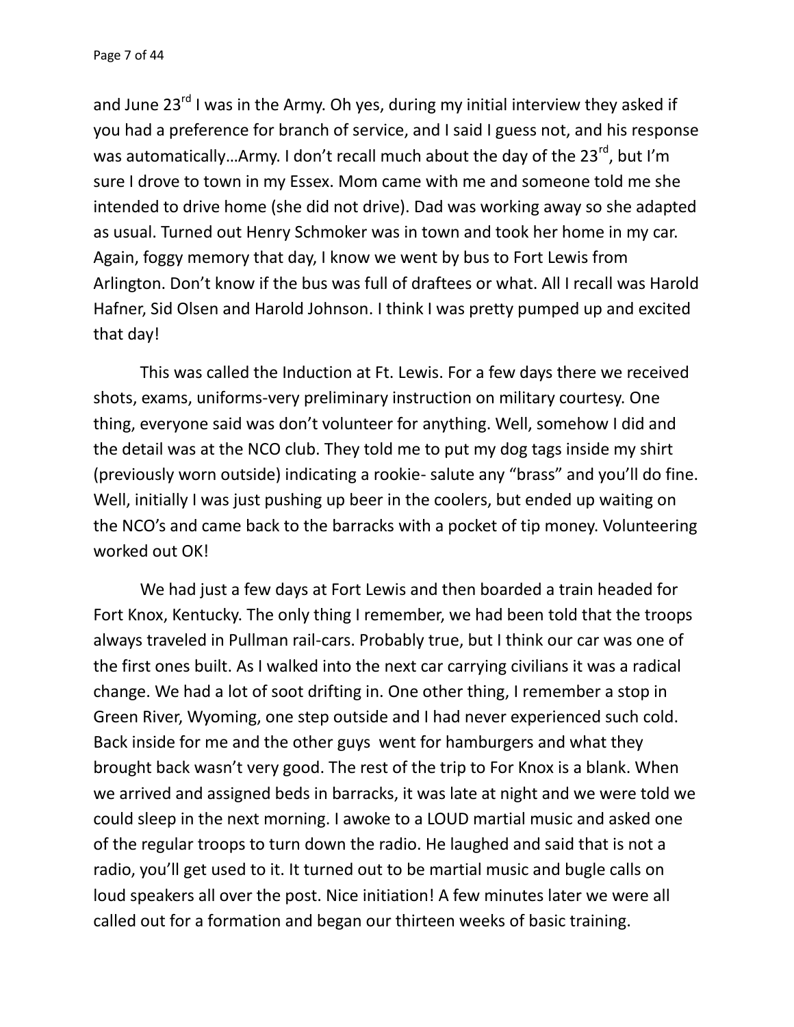and June 23rd I was in the Army. Oh yes, during my initial interview they asked if you had a preference for branch of service, and I said I guess not, and his response was automatically…Army. I don't recall much about the day of the 23rd, but I'm sure I drove to town in my Essex. Mom came with me and someone told me she intended to drive home (she did not drive). Dad was working away so she adapted as usual. Turned out Henry Schmoker was in town and took her home in my car. Again, foggy memory that day, I know we went by bus to Fort Lewis from Arlington. Don't know if the bus was full of draftees or what. All I recall was Harold Hafner, Sid Olsen and Harold Johnson. I think I was pretty pumped up and excited that day!

This was called the Induction at Ft. Lewis. For a few days there we received shots, exams, uniforms-very preliminary instruction on military courtesy. One thing, everyone said was don't volunteer for anything. Well, somehow I did and the detail was at the NCO club. They told me to put my dog tags inside my shirt (previously worn outside) indicating a rookie- salute any "brass" and you'll do fine. Well, initially I was just pushing up beer in the coolers, but ended up waiting on the NCO's and came back to the barracks with a pocket of tip money. Volunteering worked out OK!

We had just a few days at Fort Lewis and then boarded a train headed for Fort Knox, Kentucky. The only thing I remember, we had been told that the troops always traveled in Pullman rail-cars. Probably true, but I think our car was one of the first ones built. As I walked into the next car carrying civilians it was a radical change. We had a lot of soot drifting in. One other thing, I remember a stop in Green River, Wyoming, one step outside and I had never experienced such cold. Back inside for me and the other guys went for hamburgers and what they brought back wasn't very good. The rest of the trip to For Knox is a blank. When we arrived and assigned beds in barracks, it was late at night and we were told we could sleep in the next morning. I awoke to a LOUD martial music and asked one of the regular troops to turn down the radio. He laughed and said that is not a radio, you'll get used to it. It turned out to be martial music and bugle calls on loud speakers all over the post. Nice initiation! A few minutes later we were all called out for a formation and began our thirteen weeks of basic training.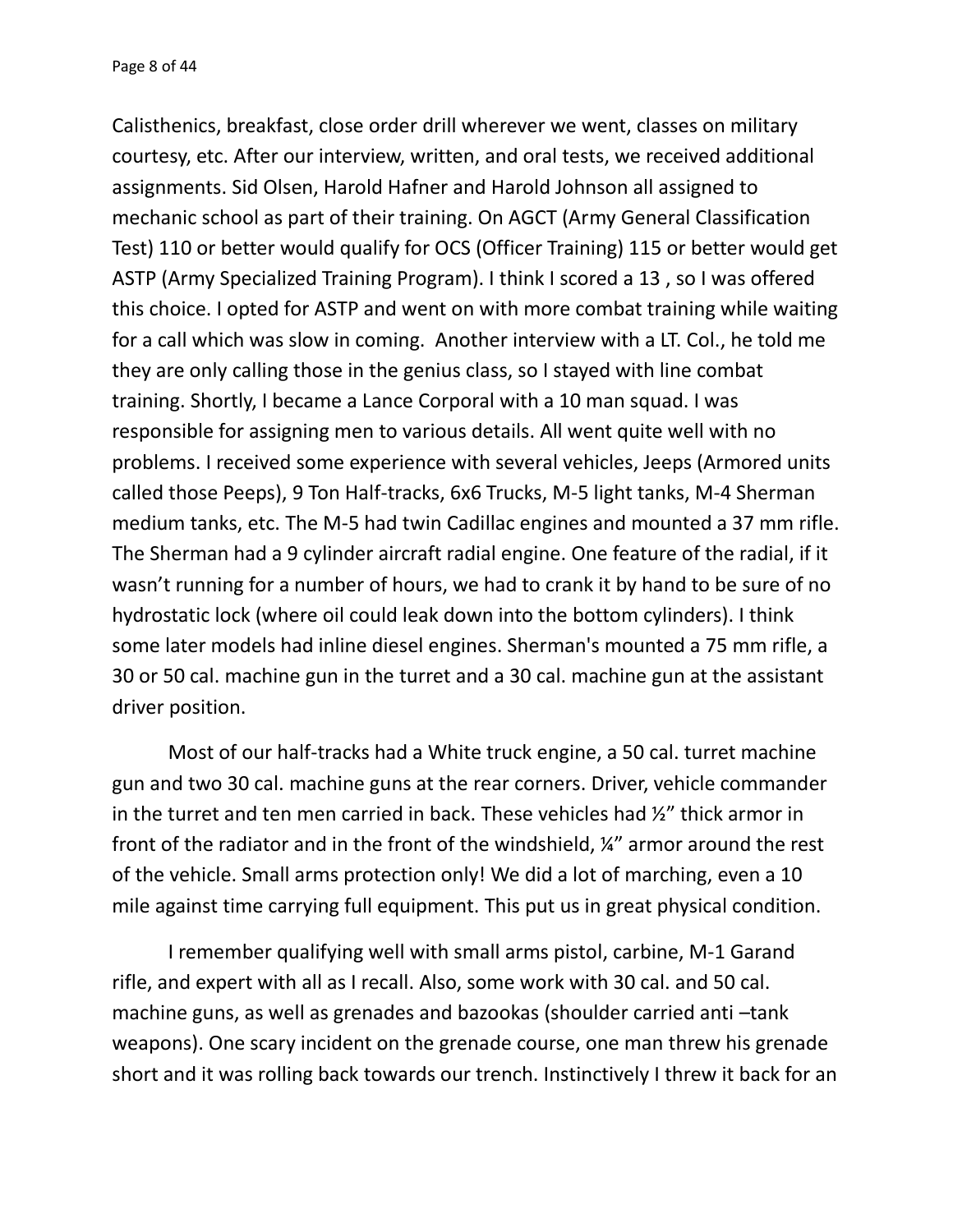Calisthenics, breakfast, close order drill wherever we went, classes on military courtesy, etc. After our interview, written, and oral tests, we received additional assignments. Sid Olsen, Harold Hafner and Harold Johnson all assigned to mechanic school as part of their training. On AGCT (Army General Classification Test) 110 or better would qualify for OCS (Officer Training) 115 or better would get ASTP (Army Specialized Training Program). I think I scored a 13 , so I was offered this choice. I opted for ASTP and went on with more combat training while waiting for a call which was slow in coming.  Another interview with a LT. Col., he told me they are only calling those in the genius class, so I stayed with line combat training. Shortly, I became a Lance Corporal with a 10 man squad. I was responsible for assigning men to various details. All went quite well with no problems. I received some experience with several vehicles, Jeeps (Armored units called those Peeps), 9 Ton Half-tracks, 6x6 Trucks, M-5 light tanks, M-4 Sherman medium tanks, etc. The M-5 had twin Cadillac engines and mounted a 37 mm rifle. The Sherman had a 9 cylinder aircraft radial engine. One feature of the radial, if it wasn't running for a number of hours, we had to crank it by hand to be sure of no hydrostatic lock (where oil could leak down into the bottom cylinders). I think some later models had inline diesel engines. Sherman's mounted a 75 mm rifle, a 30 or 50 cal. machine gun in the turret and a 30 cal. machine gun at the assistant driver position.

Most of our half-tracks had a White truck engine, a 50 cal. turret machine gun and two 30 cal. machine guns at the rear corners. Driver, vehicle commander in the turret and ten men carried in back. These vehicles had ½" thick armor in front of the radiator and in the front of the windshield, ¼" armor around the rest of the vehicle. Small arms protection only! We did a lot of marching, even a 10 mile against time carrying full equipment. This put us in great physical condition.

I remember qualifying well with small arms pistol, carbine, M-1 Garand rifle, and expert with all as I recall. Also, some work with 30 cal. and 50 cal. machine guns, as well as grenades and bazookas (shoulder carried anti –tank weapons). One scary incident on the grenade course, one man threw his grenade short and it was rolling back towards our trench. Instinctively I threw it back for an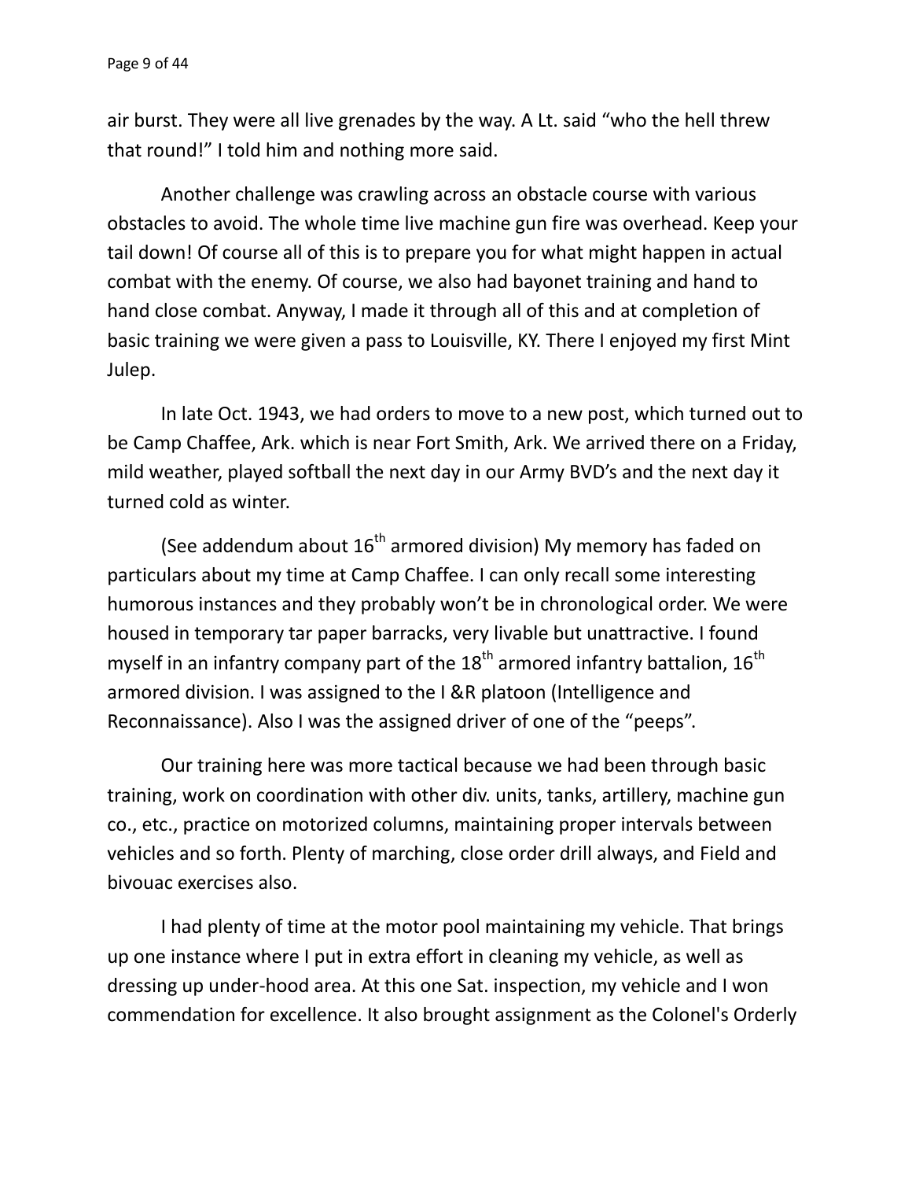air burst. They were all live grenades by the way. A Lt. said "who the hell threw that round!" I told him and nothing more said.

Another challenge was crawling across an obstacle course with various obstacles to avoid. The whole time live machine gun fire was overhead. Keep your tail down! Of course all of this is to prepare you for what might happen in actual combat with the enemy. Of course, we also had bayonet training and hand to hand close combat. Anyway, I made it through all of this and at completion of basic training we were given a pass to Louisville, KY. There I enjoyed my first Mint Julep.

In late Oct. 1943, we had orders to move to a new post, which turned out to be Camp Chaffee, Ark. which is near Fort Smith, Ark. We arrived there on a Friday, mild weather, played softball the next day in our Army BVD's and the next day it turned cold as winter.

(See addendum about 16th armored division) My memory has faded on particulars about my time at Camp Chaffee. I can only recall some interesting humorous instances and they probably won't be in chronological order. We were housed in temporary tar paper barracks, very livable but unattractive. I found myself in an infantry company part of the 18th armored infantry battalion, 16th armored division. I was assigned to the I &R platoon (Intelligence and Reconnaissance). Also I was the assigned driver of one of the "peeps".

Our training here was more tactical because we had been through basic training, work on coordination with other div. units, tanks, artillery, machine gun co., etc., practice on motorized columns, maintaining proper intervals between vehicles and so forth. Plenty of marching, close order drill always, and Field and bivouac exercises also.

I had plenty of time at the motor pool maintaining my vehicle. That brings up one instance where I put in extra effort in cleaning my vehicle, as well as dressing up under-hood area. At this one Sat. inspection, my vehicle and I won commendation for excellence. It also brought assignment as the Colonel's Orderly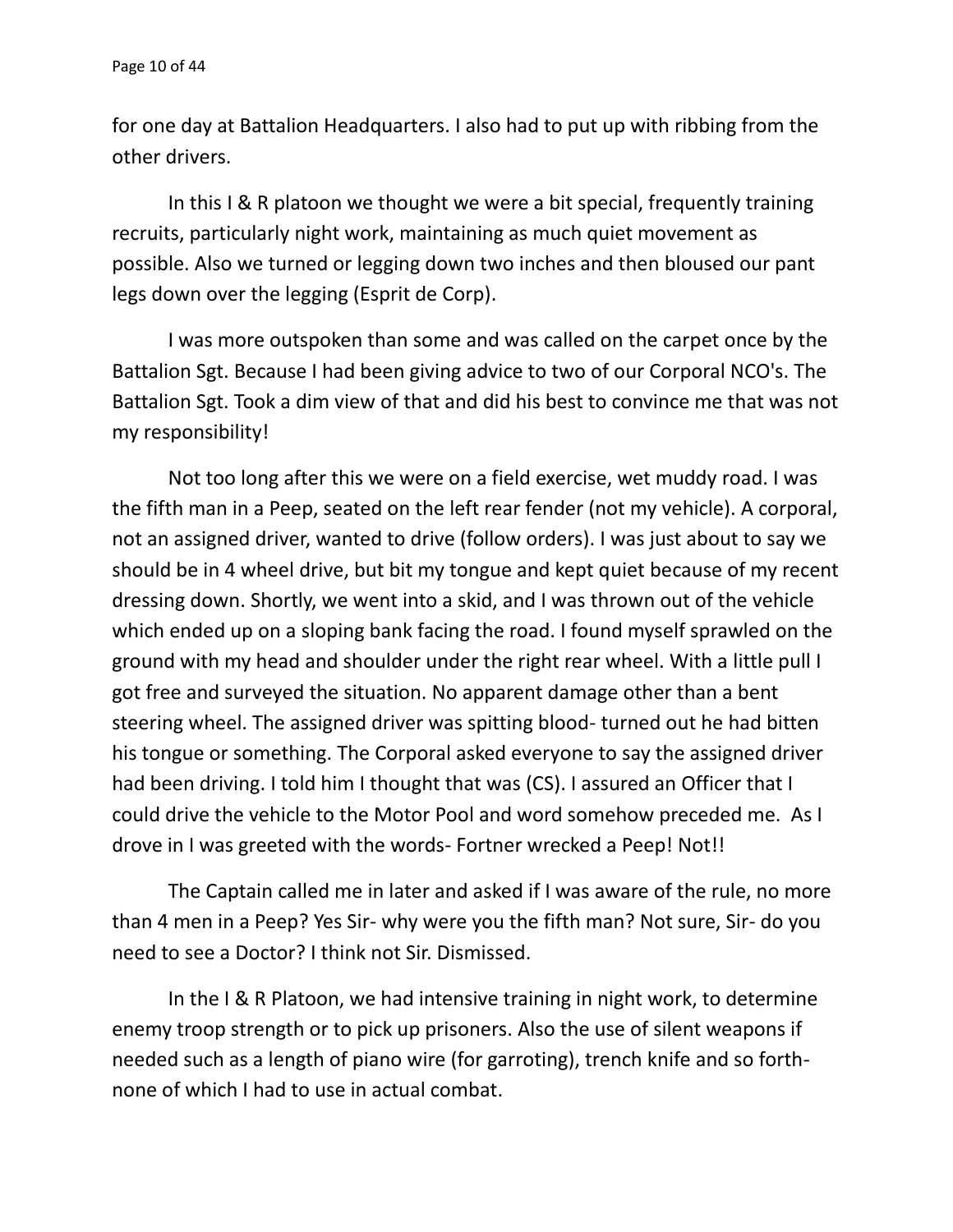for one day at Battalion Headquarters. I also had to put up with ribbing from the other drivers.

In this I & R platoon we thought we were a bit special, frequently training recruits, particularly night work, maintaining as much quiet movement as possible. Also we turned or legging down two inches and then bloused our pant legs down over the legging (Esprit de Corp).

I was more outspoken than some and was called on the carpet once by the Battalion Sgt. Because I had been giving advice to two of our Corporal NCO's. The Battalion Sgt. Took a dim view of that and did his best to convince me that was not my responsibility!

Not too long after this we were on a field exercise, wet muddy road. I was the fifth man in a Peep, seated on the left rear fender (not my vehicle). A corporal, not an assigned driver, wanted to drive (follow orders). I was just about to say we should be in 4 wheel drive, but bit my tongue and kept quiet because of my recent dressing down. Shortly, we went into a skid, and I was thrown out of the vehicle which ended up on a sloping bank facing the road. I found myself sprawled on the ground with my head and shoulder under the right rear wheel. With a little pull I got free and surveyed the situation. No apparent damage other than a bent steering wheel. The assigned driver was spitting blood- turned out he had bitten his tongue or something. The Corporal asked everyone to say the assigned driver had been driving. I told him I thought that was (CS). I assured an Officer that I could drive the vehicle to the Motor Pool and word somehow preceded me. As I drove in I was greeted with the words- Fortner wrecked a Peep! Not!!

The Captain called me in later and asked if I was aware of the rule, no more than 4 men in a Peep? Yes Sir- why were you the fifth man? Not sure, Sir- do you need to see a Doctor? I think not Sir. Dismissed.

In the I & R Platoon, we had intensive training in night work, to determine enemy troop strength or to pick up prisoners. Also the use of silent weapons if needed such as a length of piano wire (for garroting), trench knife and so forth- none of which I had to use in actual combat.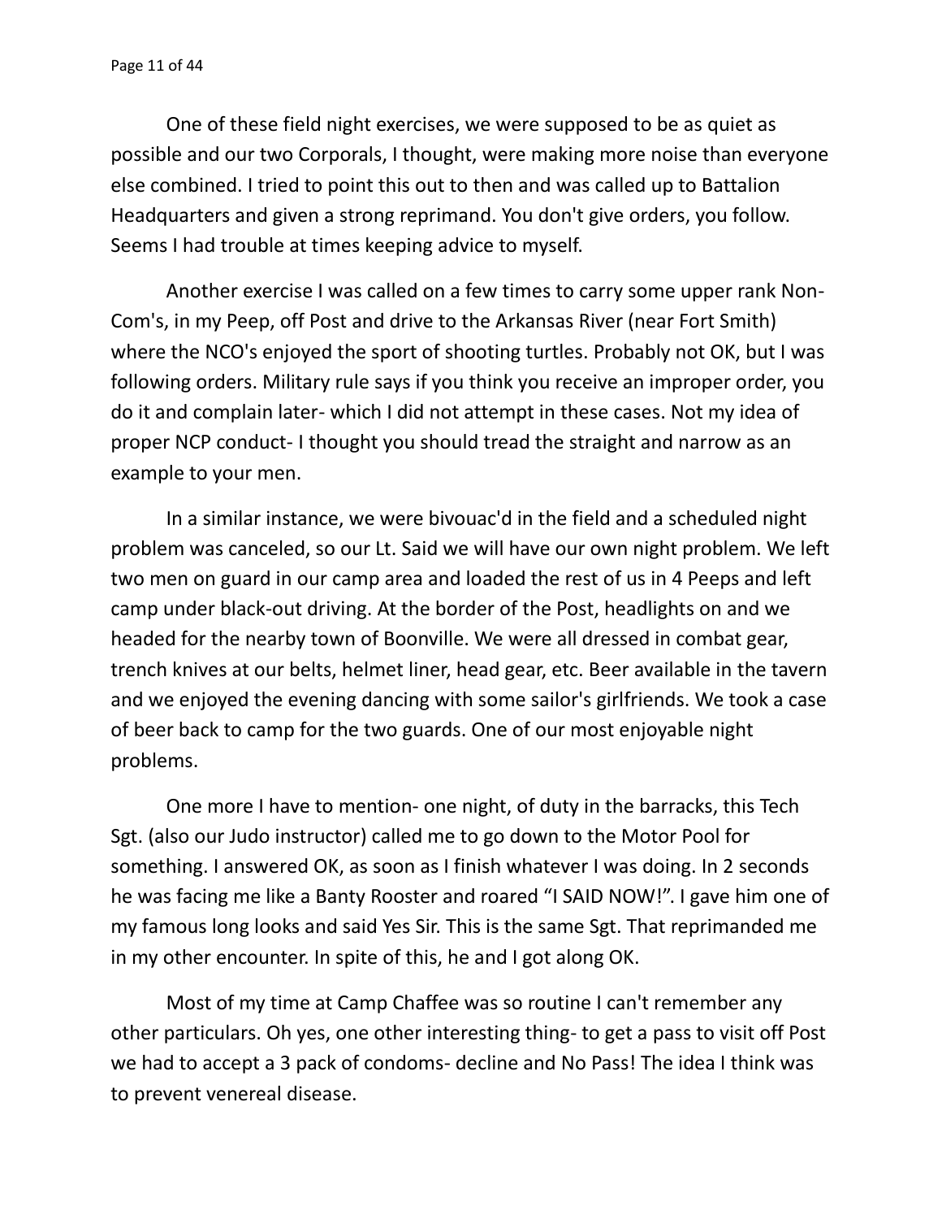One of these field night exercises, we were supposed to be as quiet as possible and our two Corporals, I thought, were making more noise than everyone else combined. I tried to point this out to then and was called up to Battalion Headquarters and given a strong reprimand. You don't give orders, you follow. Seems I had trouble at times keeping advice to myself.

Another exercise I was called on a few times to carry some upper rank Non-Com's, in my Peep, off Post and drive to the Arkansas River (near Fort Smith) where the NCO's enjoyed the sport of shooting turtles. Probably not OK, but I was following orders. Military rule says if you think you receive an improper order, you do it and complain later- which I did not attempt in these cases. Not my idea of proper NCP conduct- I thought you should tread the straight and narrow as an example to your men.

In a similar instance, we were bivouac'd in the field and a scheduled night problem was canceled, so our Lt. Said we will have our own night problem. We left two men on guard in our camp area and loaded the rest of us in 4 Peeps and left camp under black-out driving. At the border of the Post, headlights on and we headed for the nearby town of Boonville. We were all dressed in combat gear, trench knives at our belts, helmet liner, head gear, etc. Beer available in the tavern and we enjoyed the evening dancing with some sailor's girlfriends. We took a case of beer back to camp for the two guards. One of our most enjoyable night problems.

One more I have to mention- one night, of duty in the barracks, this Tech Sgt. (also our Judo instructor) called me to go down to the Motor Pool for something. I answered OK, as soon as I finish whatever I was doing. In 2 seconds he was facing me like a Banty Rooster and roared "I SAID NOW!". I gave him one of my famous long looks and said Yes Sir. This is the same Sgt. That reprimanded me in my other encounter. In spite of this, he and I got along OK.

Most of my time at Camp Chaffee was so routine I can't remember any other particulars. Oh yes, one other interesting thing- to get a pass to visit off Post we had to accept a 3 pack of condoms- decline and No Pass! The idea I think was to prevent venereal disease.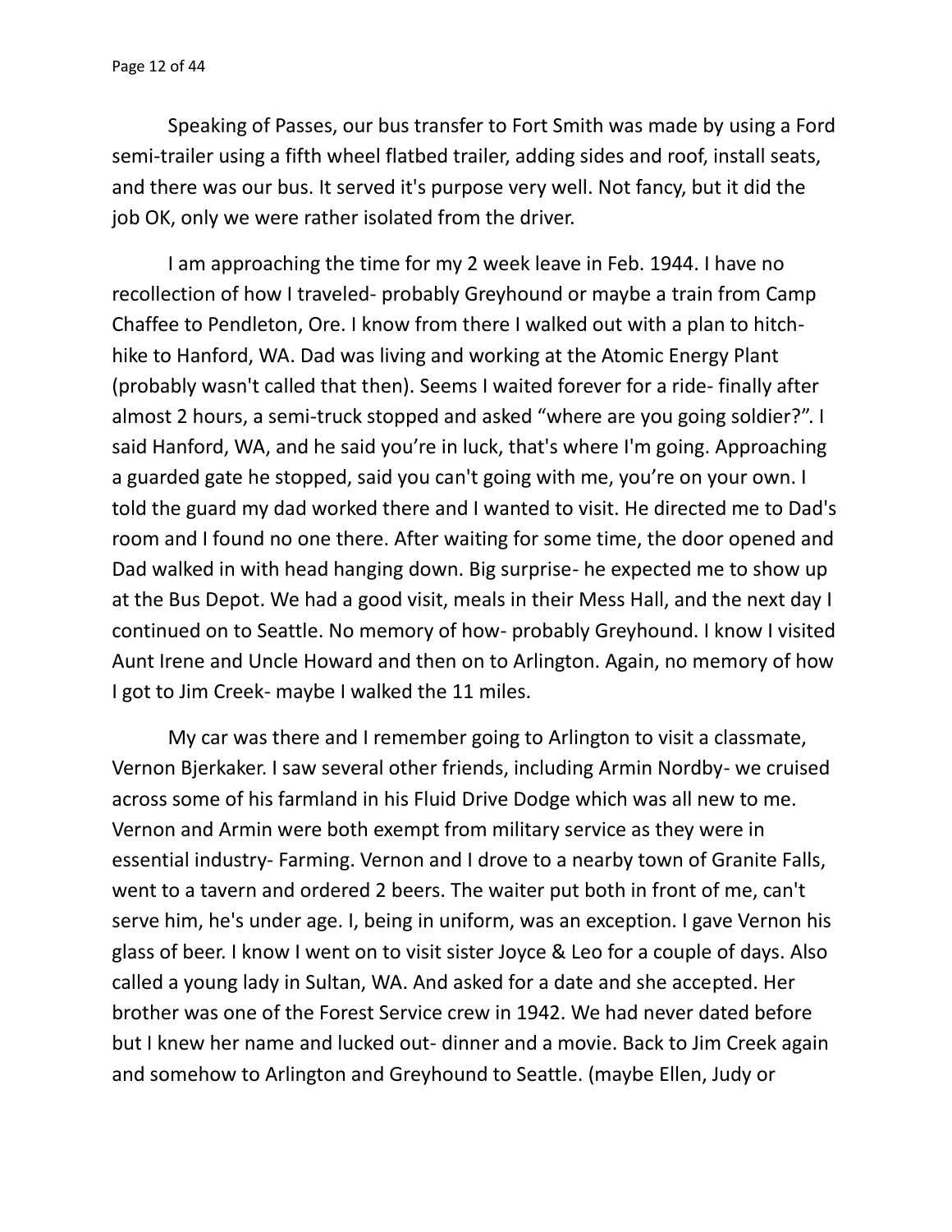Speaking of Passes, our bus transfer to Fort Smith was made by using a Ford semi-trailer using a fifth wheel flatbed trailer, adding sides and roof, install seats, and there was our bus. It served it's purpose very well. Not fancy, but it did the job OK, only we were rather isolated from the driver.

I am approaching the time for my 2 week leave in Feb. 1944. I have no recollection of how I traveled- probably Greyhound or maybe a train from Camp Chaffee to Pendleton, Ore. I know from there I walked out with a plan to hitch-hike to Hanford, WA. Dad was living and working at the Atomic Energy Plant (probably wasn't called that then). Seems I waited forever for a ride- finally after almost 2 hours, a semi-truck stopped and asked "where are you going soldier?". I said Hanford, WA, and he said you're in luck, that's where I'm going. Approaching a guarded gate he stopped, said you can't going with me, you're on your own. I told the guard my dad worked there and I wanted to visit. He directed me to Dad's room and I found no one there. After waiting for some time, the door opened and Dad walked in with head hanging down. Big surprise- he expected me to show up at the Bus Depot. We had a good visit, meals in their Mess Hall, and the next day I continued on to Seattle. No memory of how- probably Greyhound. I know I visited Aunt Irene and Uncle Howard and then on to Arlington. Again, no memory of how I got to Jim Creek- maybe I walked the 11 miles.

My car was there and I remember going to Arlington to visit a classmate, Vernon Bjerkaker. I saw several other friends, including Armin Nordby- we cruised across some of his farmland in his Fluid Drive Dodge which was all new to me. Vernon and Armin were both exempt from military service as they were in essential industry- Farming. Vernon and I drove to a nearby town of Granite Falls, went to a tavern and ordered 2 beers. The waiter put both in front of me, can't serve him, he's under age. I, being in uniform, was an exception. I gave Vernon his glass of beer. I know I went on to visit sister Joyce & Leo for a couple of days. Also called a young lady in Sultan, WA. And asked for a date and she accepted. Her brother was one of the Forest Service crew in 1942. We had never dated before but I knew her name and lucked out- dinner and a movie. Back to Jim Creek again and somehow to Arlington and Greyhound to Seattle. (maybe Ellen, Judy or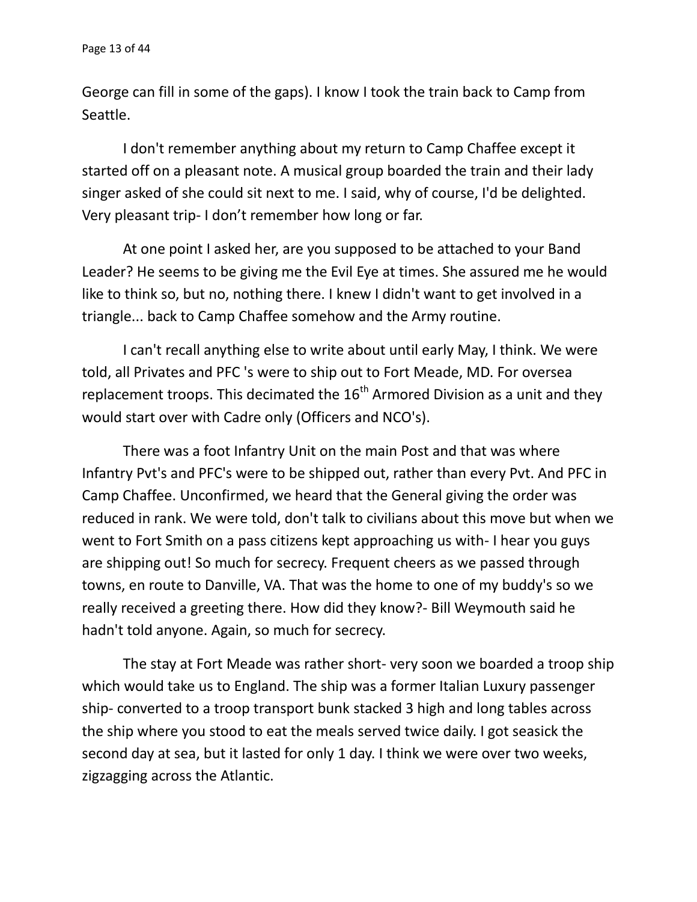George can fill in some of the gaps). I know I took the train back to Camp from Seattle.

I don't remember anything about my return to Camp Chaffee except it started off on a pleasant note. A musical group boarded the train and their lady singer asked of she could sit next to me. I said, why of course, I'd be delighted. Very pleasant trip- I don't remember how long or far.

At one point I asked her, are you supposed to be attached to your Band Leader? He seems to be giving me the Evil Eye at times. She assured me he would like to think so, but no, nothing there. I knew I didn't want to get involved in a triangle... back to Camp Chaffee somehow and the Army routine.

I can't recall anything else to write about until early May, I think. We were told, all Privates and PFC 's were to ship out to Fort Meade, MD. For oversea replacement troops. This decimated the 16th Armored Division as a unit and they would start over with Cadre only (Officers and NCO's).

There was a foot Infantry Unit on the main Post and that was where Infantry Pvt's and PFC's were to be shipped out, rather than every Pvt. And PFC in Camp Chaffee. Unconfirmed, we heard that the General giving the order was reduced in rank. We were told, don't talk to civilians about this move but when we went to Fort Smith on a pass citizens kept approaching us with- I hear you guys are shipping out! So much for secrecy. Frequent cheers as we passed through towns, en route to Danville, VA. That was the home to one of my buddy's so we really received a greeting there. How did they know?- Bill Weymouth said he hadn't told anyone. Again, so much for secrecy.

The stay at Fort Meade was rather short- very soon we boarded a troop ship which would take us to England. The ship was a former Italian Luxury passenger ship- converted to a troop transport bunk stacked 3 high and long tables across the ship where you stood to eat the meals served twice daily. I got seasick the second day at sea, but it lasted for only 1 day. I think we were over two weeks, zigzagging across the Atlantic.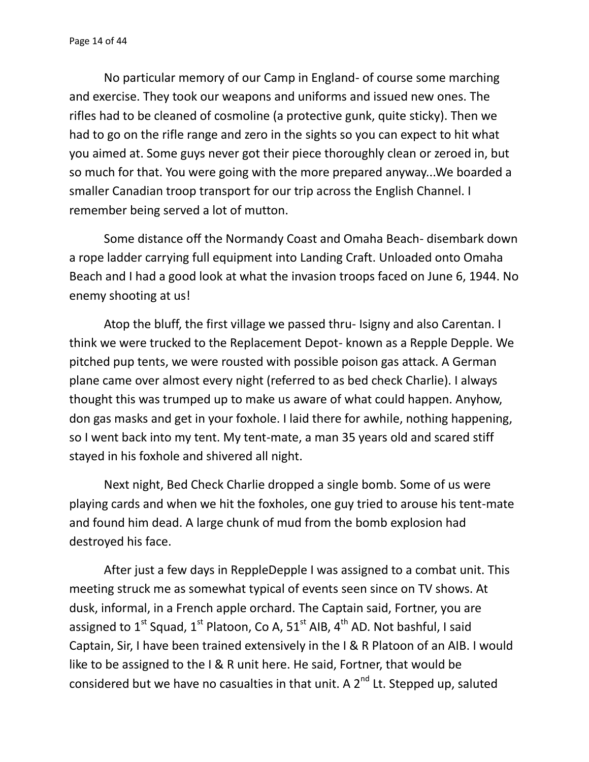No particular memory of our Camp in England- of course some marching and exercise. They took our weapons and uniforms and issued new ones. The rifles had to be cleaned of cosmoline (a protective gunk, quite sticky). Then we had to go on the rifle range and zero in the sights so you can expect to hit what you aimed at. Some guys never got their piece thoroughly clean or zeroed in, but so much for that. You were going with the more prepared anyway...We boarded a smaller Canadian troop transport for our trip across the English Channel. I remember being served a lot of mutton.

Some distance off the Normandy Coast and Omaha Beach- disembark down a rope ladder carrying full equipment into Landing Craft. Unloaded onto Omaha Beach and I had a good look at what the invasion troops faced on June 6, 1944. No enemy shooting at us!

Atop the bluff, the first village we passed thru- Isigny and also Carentan. I think we were trucked to the Replacement Depot- known as a Repple Depple. We pitched pup tents, we were rousted with possible poison gas attack. A German plane came over almost every night (referred to as bed check Charlie). I always thought this was trumped up to make us aware of what could happen. Anyhow, don gas masks and get in your foxhole. I laid there for awhile, nothing happening, so I went back into my tent. My tent-mate, a man 35 years old and scared stiff stayed in his foxhole and shivered all night.

Next night, Bed Check Charlie dropped a single bomb. Some of us were playing cards and when we hit the foxholes, one guy tried to arouse his tent-mate and found him dead. A large chunk of mud from the bomb explosion had destroyed his face.

After just a few days in ReppleDepple I was assigned to a combat unit. This meeting struck me as somewhat typical of events seen since on TV shows. At dusk, informal, in a French apple orchard. The Captain said, Fortner, you are assigned to 1st Squad, 1st Platoon, Co A, 51st AIB, 4th AD. Not bashful, I said Captain, Sir, I have been trained extensively in the I & R Platoon of an AIB. I would like to be assigned to the I & R unit here. He said, Fortner, that would be considered but we have no casualties in that unit. A 2nd Lt. Stepped up, saluted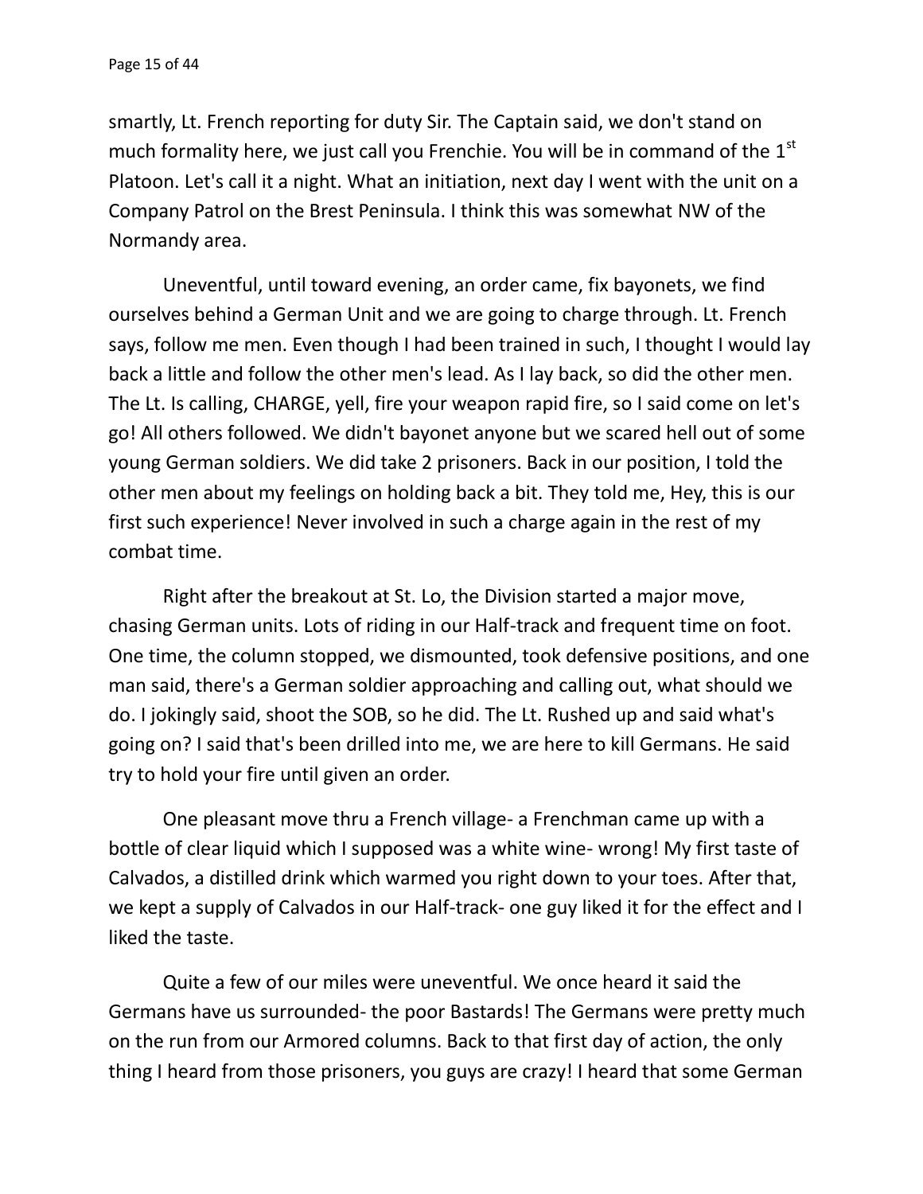smartly, Lt. French reporting for duty Sir. The Captain said, we don't stand on much formality here, we just call you Frenchie. You will be in command of the 1st Platoon. Let's call it a night. What an initiation, next day I went with the unit on a Company Patrol on the Brest Peninsula. I think this was somewhat NW of the Normandy area.

Uneventful, until toward evening, an order came, fix bayonets, we find ourselves behind a German Unit and we are going to charge through. Lt. French says, follow me men. Even though I had been trained in such, I thought I would lay back a little and follow the other men's lead. As I lay back, so did the other men. The Lt. Is calling, CHARGE, yell, fire your weapon rapid fire, so I said come on let's go! All others followed. We didn't bayonet anyone but we scared hell out of some young German soldiers. We did take 2 prisoners. Back in our position, I told the other men about my feelings on holding back a bit. They told me, Hey, this is our first such experience! Never involved in such a charge again in the rest of my combat time.

Right after the breakout at St. Lo, the Division started a major move, chasing German units. Lots of riding in our Half-track and frequent time on foot. One time, the column stopped, we dismounted, took defensive positions, and one man said, there's a German soldier approaching and calling out, what should we do. I jokingly said, shoot the SOB, so he did. The Lt. Rushed up and said what's going on? I said that's been drilled into me, we are here to kill Germans. He said try to hold your fire until given an order.

One pleasant move thru a French village- a Frenchman came up with a bottle of clear liquid which I supposed was a white wine- wrong! My first taste of Calvados, a distilled drink which warmed you right down to your toes. After that, we kept a supply of Calvados in our Half-track- one guy liked it for the effect and I liked the taste.

Quite a few of our miles were uneventful. We once heard it said the Germans have us surrounded- the poor Bastards! The Germans were pretty much on the run from our Armored columns. Back to that first day of action, the only thing I heard from those prisoners, you guys are crazy! I heard that some German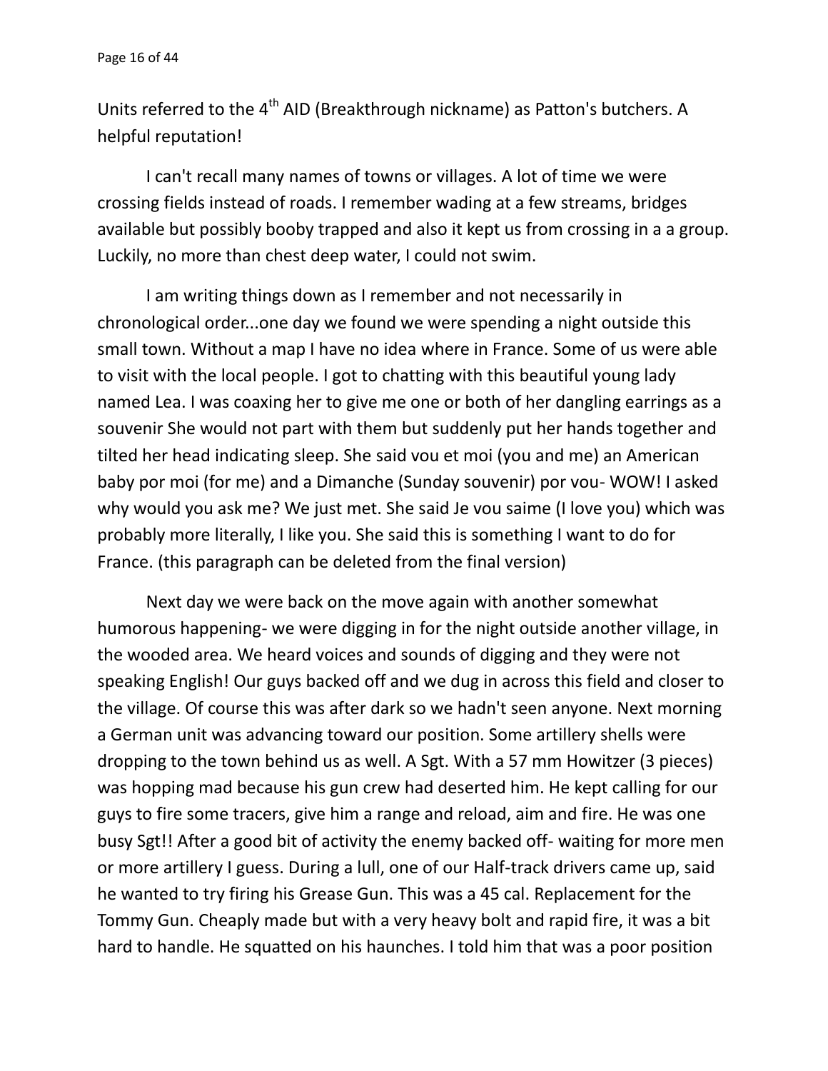Units referred to the 4th AID (Breakthrough nickname) as Patton's butchers. A helpful reputation!

I can't recall many names of towns or villages. A lot of time we were crossing fields instead of roads. I remember wading at a few streams, bridges available but possibly booby trapped and also it kept us from crossing in a a group. Luckily, no more than chest deep water, I could not swim.

I am writing things down as I remember and not necessarily in chronological order...one day we found we were spending a night outside this small town. Without a map I have no idea where in France. Some of us were able to visit with the local people. I got to chatting with this beautiful young lady named Lea. I was coaxing her to give me one or both of her dangling earrings as a souvenir She would not part with them but suddenly put her hands together and tilted her head indicating sleep. She said vou et moi (you and me) an American baby por moi (for me) and a Dimanche (Sunday souvenir) por vou- WOW! I asked why would you ask me? We just met. She said Je vou saime (I love you) which was probably more literally, I like you. She said this is something I want to do for France. (this paragraph can be deleted from the final version)

Next day we were back on the move again with another somewhat humorous happening- we were digging in for the night outside another village, in the wooded area. We heard voices and sounds of digging and they were not speaking English! Our guys backed off and we dug in across this field and closer to the village. Of course this was after dark so we hadn't seen anyone. Next morning a German unit was advancing toward our position. Some artillery shells were dropping to the town behind us as well. A Sgt. With a 57 mm Howitzer (3 pieces) was hopping mad because his gun crew had deserted him. He kept calling for our guys to fire some tracers, give him a range and reload, aim and fire. He was one busy Sgt!! After a good bit of activity the enemy backed off- waiting for more men or more artillery I guess. During a lull, one of our Half-track drivers came up, said he wanted to try firing his Grease Gun. This was a 45 cal. Replacement for the Tommy Gun. Cheaply made but with a very heavy bolt and rapid fire, it was a bit hard to handle. He squatted on his haunches. I told him that was a poor position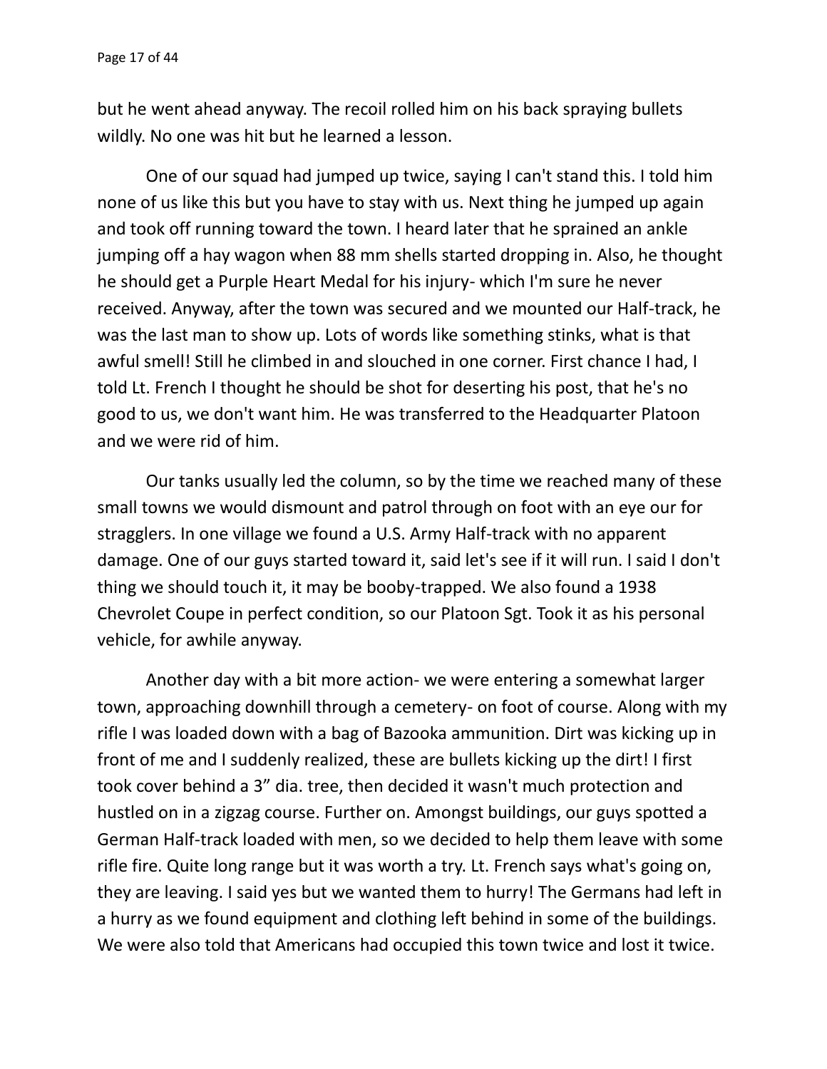but he went ahead anyway. The recoil rolled him on his back spraying bullets wildly. No one was hit but he learned a lesson.

One of our squad had jumped up twice, saying I can't stand this. I told him none of us like this but you have to stay with us. Next thing he jumped up again and took off running toward the town. I heard later that he sprained an ankle jumping off a hay wagon when 88 mm shells started dropping in. Also, he thought he should get a Purple Heart Medal for his injury- which I'm sure he never received. Anyway, after the town was secured and we mounted our Half-track, he was the last man to show up. Lots of words like something stinks, what is that awful smell! Still he climbed in and slouched in one corner. First chance I had, I told Lt. French I thought he should be shot for deserting his post, that he's no good to us, we don't want him. He was transferred to the Headquarter Platoon and we were rid of him.

Our tanks usually led the column, so by the time we reached many of these small towns we would dismount and patrol through on foot with an eye our for stragglers. In one village we found a U.S. Army Half-track with no apparent damage. One of our guys started toward it, said let's see if it will run. I said I don't thing we should touch it, it may be booby-trapped. We also found a 1938 Chevrolet Coupe in perfect condition, so our Platoon Sgt. Took it as his personal vehicle, for awhile anyway.

Another day with a bit more action- we were entering a somewhat larger town, approaching downhill through a cemetery- on foot of course. Along with my rifle I was loaded down with a bag of Bazooka ammunition. Dirt was kicking up in front of me and I suddenly realized, these are bullets kicking up the dirt! I first took cover behind a 3" dia. tree, then decided it wasn't much protection and hustled on in a zigzag course. Further on. Amongst buildings, our guys spotted a German Half-track loaded with men, so we decided to help them leave with some rifle fire. Quite long range but it was worth a try. Lt. French says what's going on, they are leaving. I said yes but we wanted them to hurry! The Germans had left in a hurry as we found equipment and clothing left behind in some of the buildings. We were also told that Americans had occupied this town twice and lost it twice.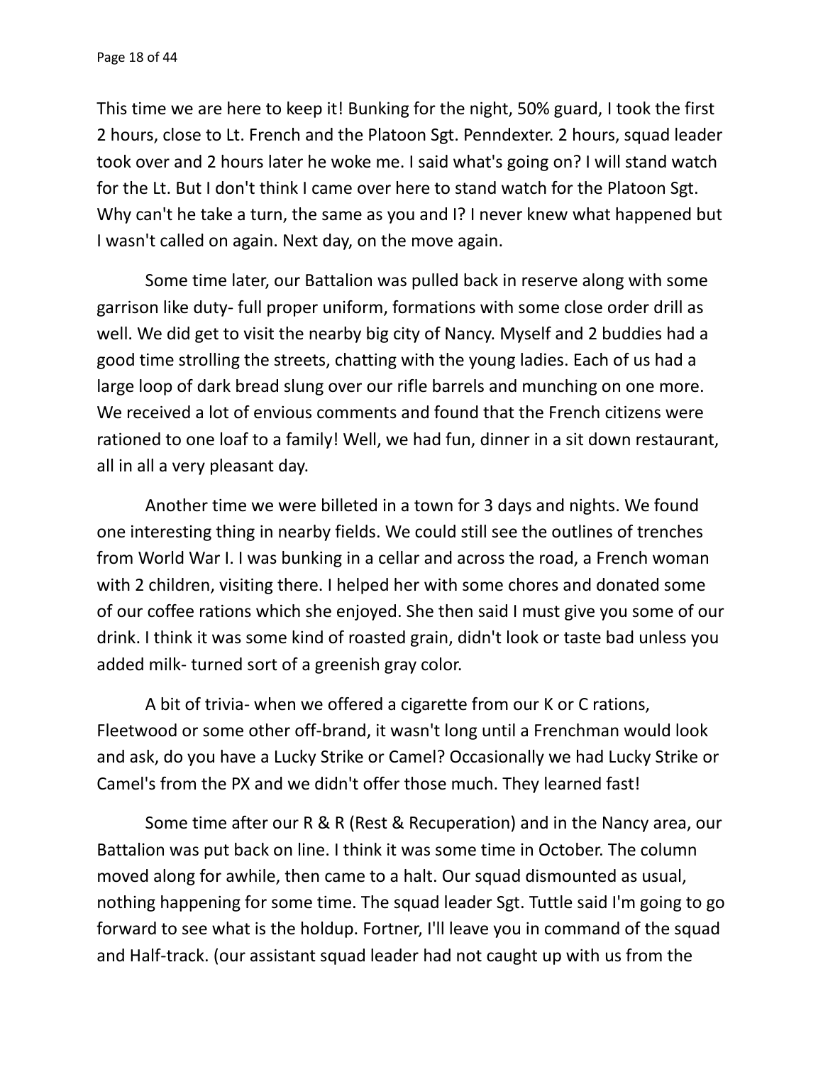This time we are here to keep it! Bunking for the night, 50% guard, I took the first 2 hours, close to Lt. French and the Platoon Sgt. Penndexter. 2 hours, squad leader took over and 2 hours later he woke me. I said what's going on? I will stand watch for the Lt. But I don't think I came over here to stand watch for the Platoon Sgt. Why can't he take a turn, the same as you and I? I never knew what happened but I wasn't called on again. Next day, on the move again.

Some time later, our Battalion was pulled back in reserve along with some garrison like duty- full proper uniform, formations with some close order drill as well. We did get to visit the nearby big city of Nancy. Myself and 2 buddies had a good time strolling the streets, chatting with the young ladies. Each of us had a large loop of dark bread slung over our rifle barrels and munching on one more. We received a lot of envious comments and found that the French citizens were rationed to one loaf to a family! Well, we had fun, dinner in a sit down restaurant, all in all a very pleasant day.

Another time we were billeted in a town for 3 days and nights. We found one interesting thing in nearby fields. We could still see the outlines of trenches from World War I. I was bunking in a cellar and across the road, a French woman with 2 children, visiting there. I helped her with some chores and donated some of our coffee rations which she enjoyed. She then said I must give you some of our drink. I think it was some kind of roasted grain, didn't look or taste bad unless you added milk- turned sort of a greenish gray color.

A bit of trivia- when we offered a cigarette from our K or C rations, Fleetwood or some other off-brand, it wasn't long until a Frenchman would look and ask, do you have a Lucky Strike or Camel? Occasionally we had Lucky Strike or Camel's from the PX and we didn't offer those much. They learned fast!

Some time after our R & R (Rest & Recuperation) and in the Nancy area, our Battalion was put back on line. I think it was some time in October. The column moved along for awhile, then came to a halt. Our squad dismounted as usual, nothing happening for some time. The squad leader Sgt. Tuttle said I'm going to go forward to see what is the holdup. Fortner, I'll leave you in command of the squad and Half-track. (our assistant squad leader had not caught up with us from the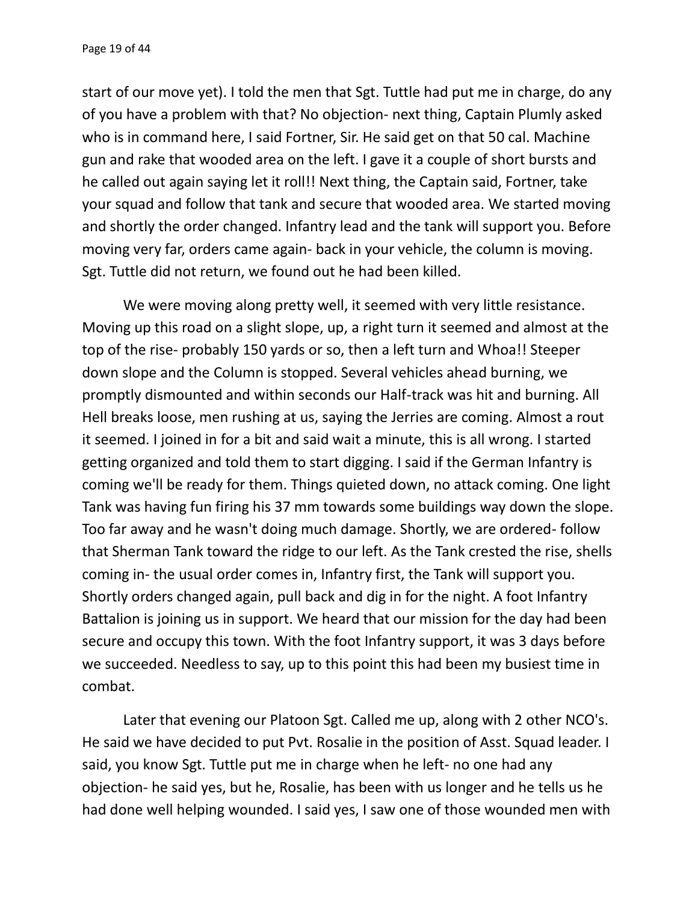start of our move yet). I told the men that Sgt. Tuttle had put me in charge, do any of you have a problem with that? No objection- next thing, Captain Plumly asked who is in command here, I said Fortner, Sir. He said get on that 50 cal. Machine gun and rake that wooded area on the left. I gave it a couple of short bursts and he called out again saying let it roll!! Next thing, the Captain said, Fortner, take your squad and follow that tank and secure that wooded area. We started moving and shortly the order changed. Infantry lead and the tank will support you. Before moving very far, orders came again- back in your vehicle, the column is moving. Sgt. Tuttle did not return, we found out he had been killed.

We were moving along pretty well, it seemed with very little resistance. Moving up this road on a slight slope, up, a right turn it seemed and almost at the top of the rise- probably 150 yards or so, then a left turn and Whoa!! Steeper down slope and the Column is stopped. Several vehicles ahead burning, we promptly dismounted and within seconds our Half-track was hit and burning. All Hell breaks loose, men rushing at us, saying the Jerries are coming. Almost a rout it seemed. I joined in for a bit and said wait a minute, this is all wrong. I started getting organized and told them to start digging. I said if the German Infantry is coming we'll be ready for them. Things quieted down, no attack coming. One light Tank was having fun firing his 37 mm towards some buildings way down the slope. Too far away and he wasn't doing much damage. Shortly, we are ordered- follow that Sherman Tank toward the ridge to our left. As the Tank crested the rise, shells coming in- the usual order comes in, Infantry first, the Tank will support you. Shortly orders changed again, pull back and dig in for the night. A foot Infantry Battalion is joining us in support. We heard that our mission for the day had been secure and occupy this town. With the foot Infantry support, it was 3 days before we succeeded. Needless to say, up to this point this had been my busiest time in combat.

Later that evening our Platoon Sgt. Called me up, along with 2 other NCO's. He said we have decided to put Pvt. Rosalie in the position of Asst. Squad leader. I said, you know Sgt. Tuttle put me in charge when he left- no one had any objection- he said yes, but he, Rosalie, has been with us longer and he tells us he had done well helping wounded. I said yes, I saw one of those wounded men with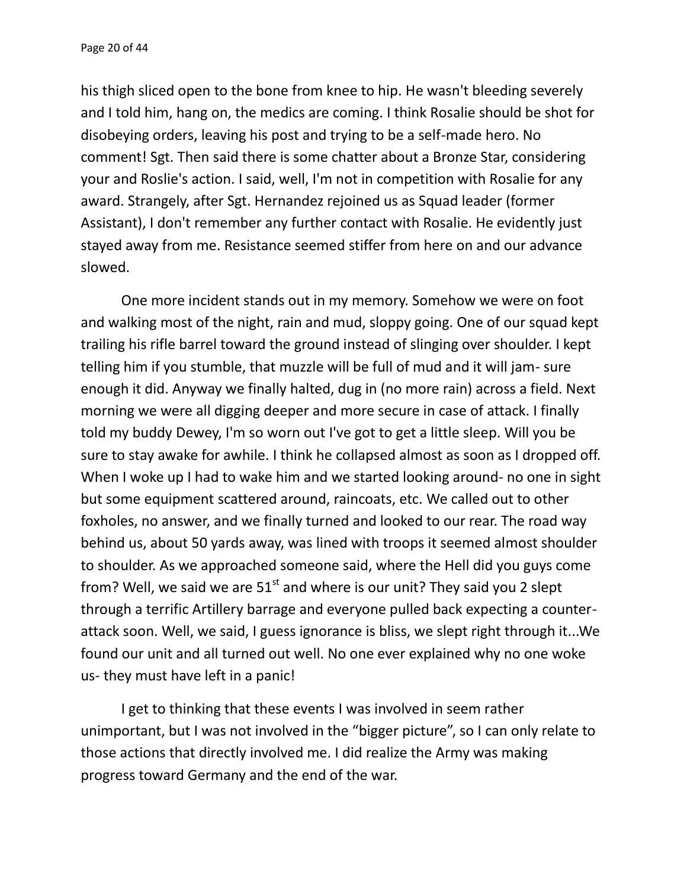his thigh sliced open to the bone from knee to hip. He wasn't bleeding severely and I told him, hang on, the medics are coming. I think Rosalie should be shot for disobeying orders, leaving his post and trying to be a self-made hero. No comment! Sgt. Then said there is some chatter about a Bronze Star, considering your and Roslie's action. I said, well, I'm not in competition with Rosalie for any award. Strangely, after Sgt. Hernandez rejoined us as Squad leader (former Assistant), I don't remember any further contact with Rosalie. He evidently just stayed away from me. Resistance seemed stiffer from here on and our advance slowed.

One more incident stands out in my memory. Somehow we were on foot and walking most of the night, rain and mud, sloppy going. One of our squad kept trailing his rifle barrel toward the ground instead of slinging over shoulder. I kept telling him if you stumble, that muzzle will be full of mud and it will jam- sure enough it did. Anyway we finally halted, dug in (no more rain) across a field. Next morning we were all digging deeper and more secure in case of attack. I finally told my buddy Dewey, I'm so worn out I've got to get a little sleep. Will you be sure to stay awake for awhile. I think he collapsed almost as soon as I dropped off. When I woke up I had to wake him and we started looking around- no one in sight but some equipment scattered around, raincoats, etc. We called out to other foxholes, no answer, and we finally turned and looked to our rear. The road way behind us, about 50 yards away, was lined with troops it seemed almost shoulder to shoulder. As we approached someone said, where the Hell did you guys come from? Well, we said we are 51st and where is our unit? They said you 2 slept through a terrific Artillery barrage and everyone pulled back expecting a counter-attack soon. Well, we said, I guess ignorance is bliss, we slept right through it...We found our unit and all turned out well. No one ever explained why no one woke us- they must have left in a panic!

I get to thinking that these events I was involved in seem rather unimportant, but I was not involved in the "bigger picture", so I can only relate to those actions that directly involved me. I did realize the Army was making progress toward Germany and the end of the war.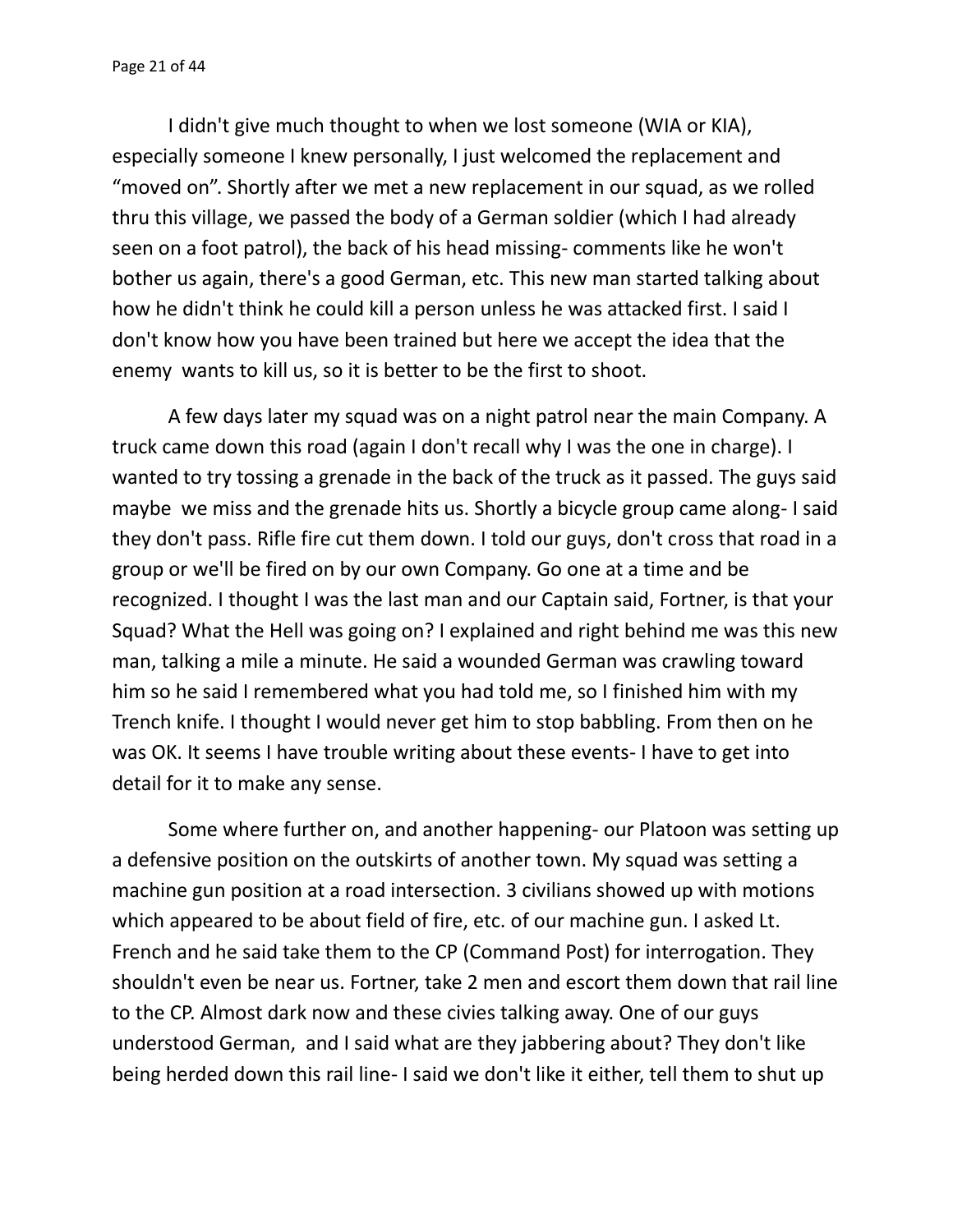I didn't give much thought to when we lost someone (WIA or KIA), especially someone I knew personally, I just welcomed the replacement and "moved on". Shortly after we met a new replacement in our squad, as we rolled thru this village, we passed the body of a German soldier (which I had already seen on a foot patrol), the back of his head missing- comments like he won't bother us again, there's a good German, etc. This new man started talking about how he didn't think he could kill a person unless he was attacked first. I said I don't know how you have been trained but here we accept the idea that the enemy wants to kill us, so it is better to be the first to shoot.

A few days later my squad was on a night patrol near the main Company. A truck came down this road (again I don't recall why I was the one in charge). I wanted to try tossing a grenade in the back of the truck as it passed. The guys said maybe we miss and the grenade hits us. Shortly a bicycle group came along- I said they don't pass. Rifle fire cut them down. I told our guys, don't cross that road in a group or we'll be fired on by our own Company. Go one at a time and be recognized. I thought I was the last man and our Captain said, Fortner, is that your Squad? What the Hell was going on? I explained and right behind me was this new man, talking a mile a minute. He said a wounded German was crawling toward him so he said I remembered what you had told me, so I finished him with my Trench knife. I thought I would never get him to stop babbling. From then on he was OK. It seems I have trouble writing about these events- I have to get into detail for it to make any sense.

Some where further on, and another happening- our Platoon was setting up a defensive position on the outskirts of another town. My squad was setting a machine gun position at a road intersection. 3 civilians showed up with motions which appeared to be about field of fire, etc. of our machine gun. I asked Lt. French and he said take them to the CP (Command Post) for interrogation. They shouldn't even be near us. Fortner, take 2 men and escort them down that rail line to the CP. Almost dark now and these civies talking away. One of our guys understood German, and I said what are they jabbering about? They don't like being herded down this rail line- I said we don't like it either, tell them to shut up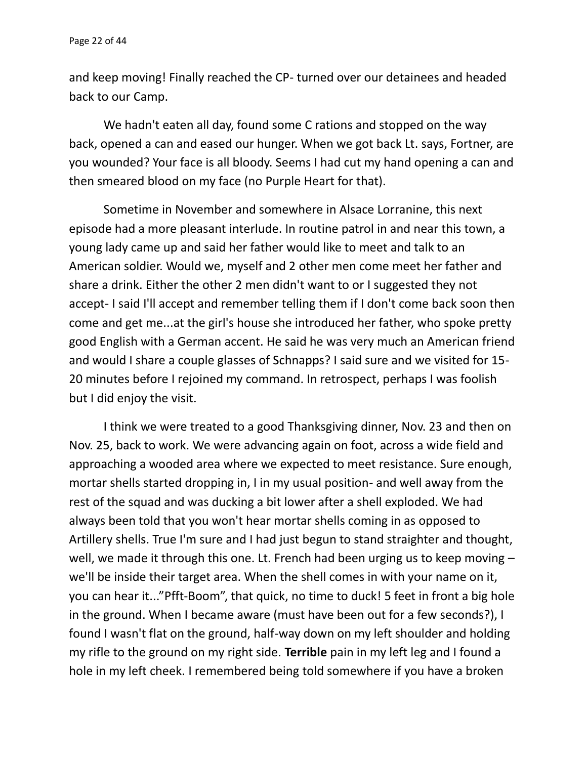and keep moving! Finally reached the CP- turned over our detainees and headed back to our Camp.

We hadn't eaten all day, found some C rations and stopped on the way back, opened a can and eased our hunger. When we got back Lt. says, Fortner, are you wounded? Your face is all bloody. Seems I had cut my hand opening a can and then smeared blood on my face (no Purple Heart for that).

Sometime in November and somewhere in Alsace Lorranine, this next episode had a more pleasant interlude. In routine patrol in and near this town, a young lady came up and said her father would like to meet and talk to an American soldier. Would we, myself and 2 other men come meet her father and share a drink. Either the other 2 men didn't want to or I suggested they not accept- I said I'll accept and remember telling them if I don't come back soon then come and get me...at the girl's house she introduced her father, who spoke pretty good English with a German accent. He said he was very much an American friend and would I share a couple glasses of Schnapps? I said sure and we visited for 15-20 minutes before I rejoined my command. In retrospect, perhaps I was foolish but I did enjoy the visit.

I think we were treated to a good Thanksgiving dinner, Nov. 23 and then on Nov. 25, back to work. We were advancing again on foot, across a wide field and approaching a wooded area where we expected to meet resistance. Sure enough, mortar shells started dropping in, I in my usual position- and well away from the rest of the squad and was ducking a bit lower after a shell exploded. We had always been told that you won't hear mortar shells coming in as opposed to Artillery shells. True I'm sure and I had just begun to stand straighter and thought, well, we made it through this one. Lt. French had been urging us to keep moving – we'll be inside their target area. When the shell comes in with your name on it, you can hear it..."Pfft-Boom", that quick, no time to duck! 5 feet in front a big hole in the ground. When I became aware (must have been out for a few seconds?), I found I wasn't flat on the ground, half-way down on my left shoulder and holding my rifle to the ground on my right side. **Terrible** pain in my left leg and I found a hole in my left cheek. I remembered being told somewhere if you have a broken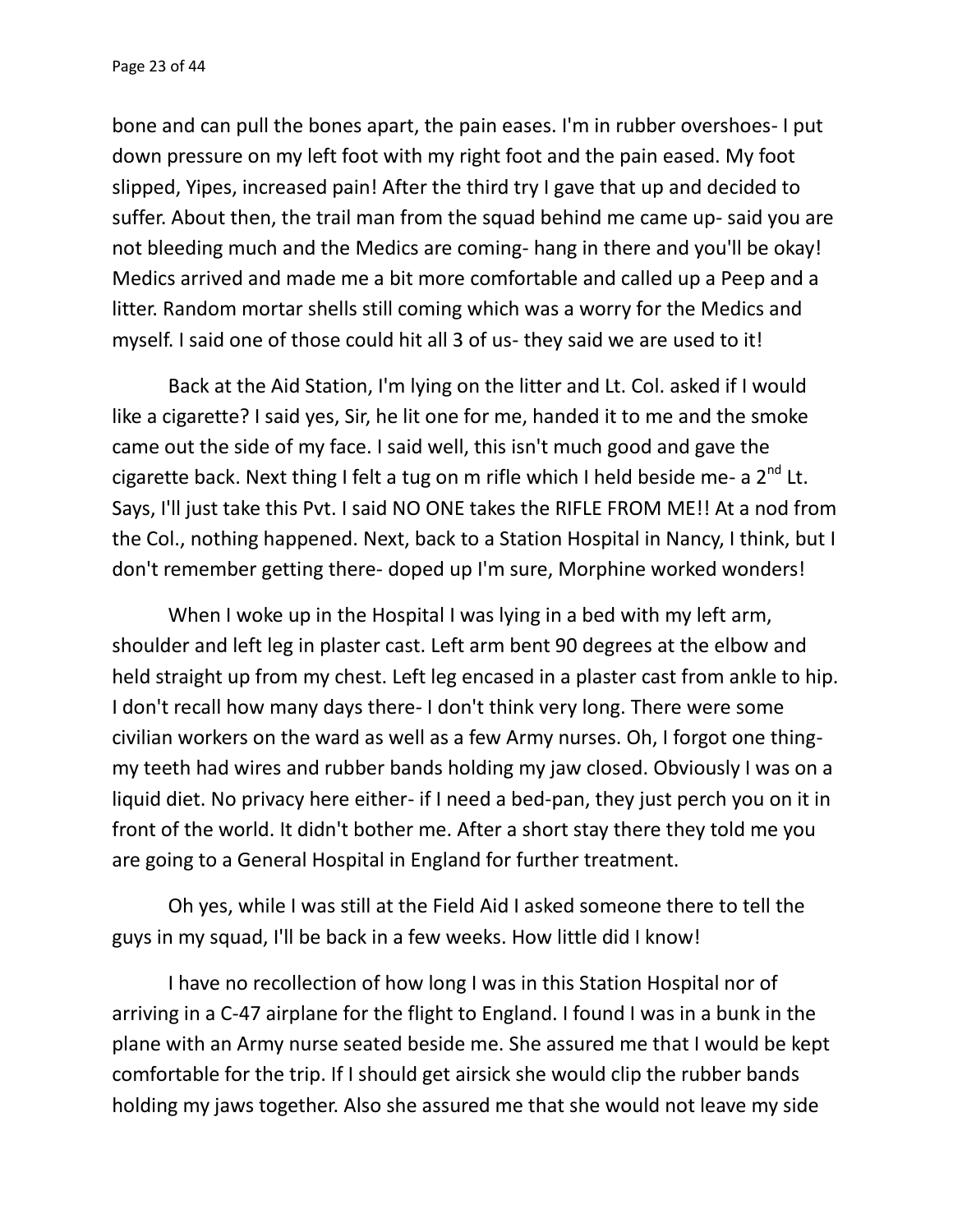bone and can pull the bones apart, the pain eases. I'm in rubber overshoes- I put down pressure on my left foot with my right foot and the pain eased. My foot slipped, Yipes, increased pain! After the third try I gave that up and decided to suffer. About then, the trail man from the squad behind me came up- said you are not bleeding much and the Medics are coming- hang in there and you'll be okay! Medics arrived and made me a bit more comfortable and called up a Peep and a litter. Random mortar shells still coming which was a worry for the Medics and myself. I said one of those could hit all 3 of us- they said we are used to it!

Back at the Aid Station, I'm lying on the litter and Lt. Col. asked if I would like a cigarette? I said yes, Sir, he lit one for me, handed it to me and the smoke came out the side of my face. I said well, this isn't much good and gave the cigarette back. Next thing I felt a tug on m rifle which I held beside me- a 2nd Lt. Says, I'll just take this Pvt. I said NO ONE takes the RIFLE FROM ME!! At a nod from the Col., nothing happened. Next, back to a Station Hospital in Nancy, I think, but I don't remember getting there- doped up I'm sure, Morphine worked wonders!

When I woke up in the Hospital I was lying in a bed with my left arm, shoulder and left leg in plaster cast. Left arm bent 90 degrees at the elbow and held straight up from my chest. Left leg encased in a plaster cast from ankle to hip. I don't recall how many days there- I don't think very long. There were some civilian workers on the ward as well as a few Army nurses. Oh, I forgot one thing- my teeth had wires and rubber bands holding my jaw closed. Obviously I was on a liquid diet. No privacy here either- if I need a bed-pan, they just perch you on it in front of the world. It didn't bother me. After a short stay there they told me you are going to a General Hospital in England for further treatment.

Oh yes, while I was still at the Field Aid I asked someone there to tell the guys in my squad, I'll be back in a few weeks. How little did I know!

I have no recollection of how long I was in this Station Hospital nor of arriving in a C-47 airplane for the flight to England. I found I was in a bunk in the plane with an Army nurse seated beside me. She assured me that I would be kept comfortable for the trip. If I should get airsick she would clip the rubber bands holding my jaws together. Also she assured me that she would not leave my side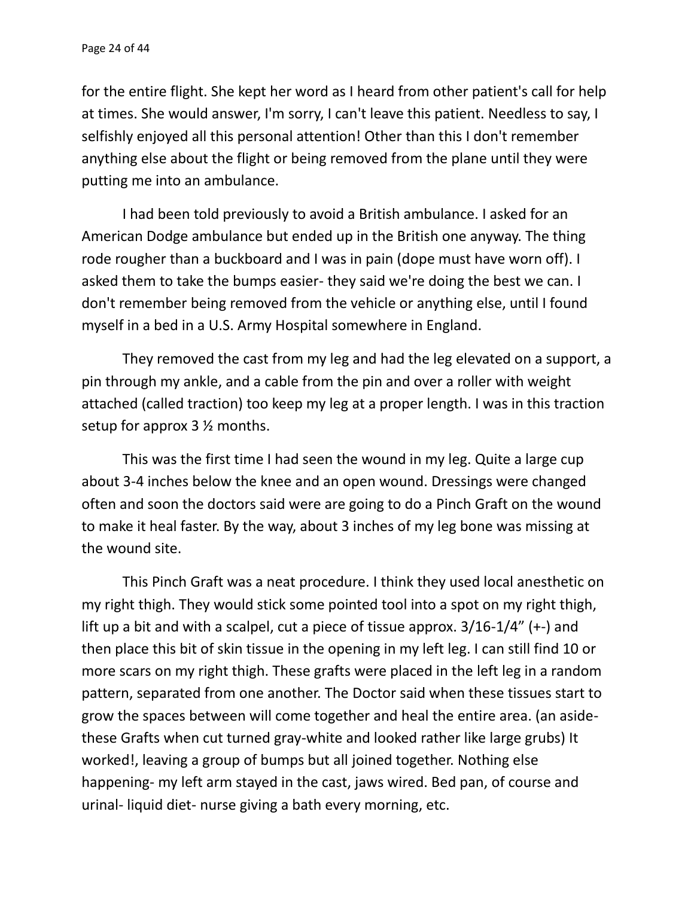for the entire flight. She kept her word as I heard from other patient's call for help at times. She would answer, I'm sorry, I can't leave this patient. Needless to say, I selfishly enjoyed all this personal attention! Other than this I don't remember anything else about the flight or being removed from the plane until they were putting me into an ambulance.

I had been told previously to avoid a British ambulance. I asked for an American Dodge ambulance but ended up in the British one anyway. The thing rode rougher than a buckboard and I was in pain (dope must have worn off). I asked them to take the bumps easier- they said we're doing the best we can. I don't remember being removed from the vehicle or anything else, until I found myself in a bed in a U.S. Army Hospital somewhere in England.

They removed the cast from my leg and had the leg elevated on a support, a pin through my ankle, and a cable from the pin and over a roller with weight attached (called traction) too keep my leg at a proper length. I was in this traction setup for approx 3 ½ months.

This was the first time I had seen the wound in my leg. Quite a large cup about 3-4 inches below the knee and an open wound. Dressings were changed often and soon the doctors said were are going to do a Pinch Graft on the wound to make it heal faster. By the way, about 3 inches of my leg bone was missing at the wound site.

This Pinch Graft was a neat procedure. I think they used local anesthetic on my right thigh. They would stick some pointed tool into a spot on my right thigh, lift up a bit and with a scalpel, cut a piece of tissue approx. 3/16-1/4" (+-) and then place this bit of skin tissue in the opening in my left leg. I can still find 10 or more scars on my right thigh. These grafts were placed in the left leg in a random pattern, separated from one another. The Doctor said when these tissues start to grow the spaces between will come together and heal the entire area. (an aside- these Grafts when cut turned gray-white and looked rather like large grubs) It worked!, leaving a group of bumps but all joined together. Nothing else happening- my left arm stayed in the cast, jaws wired. Bed pan, of course and urinal- liquid diet- nurse giving a bath every morning, etc.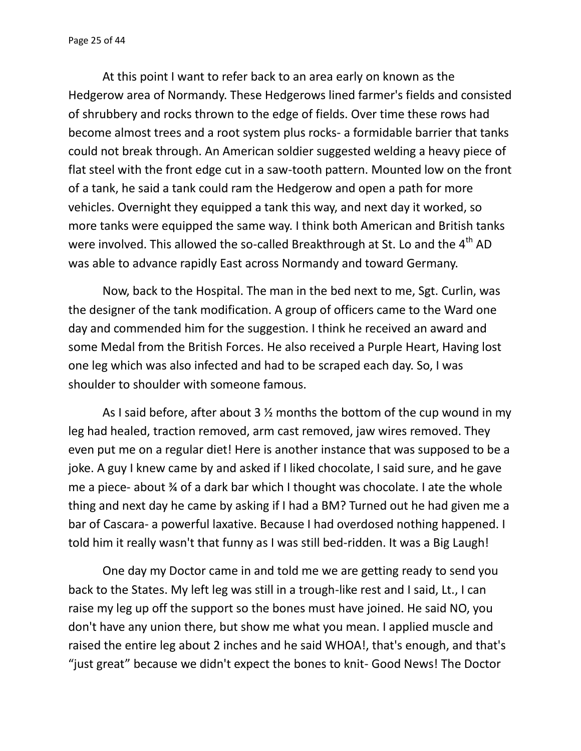At this point I want to refer back to an area early on known as the Hedgerow area of Normandy. These Hedgerows lined farmer's fields and consisted of shrubbery and rocks thrown to the edge of fields. Over time these rows had become almost trees and a root system plus rocks- a formidable barrier that tanks could not break through. An American soldier suggested welding a heavy piece of flat steel with the front edge cut in a saw-tooth pattern. Mounted low on the front of a tank, he said a tank could ram the Hedgerow and open a path for more vehicles. Overnight they equipped a tank this way, and next day it worked, so more tanks were equipped the same way. I think both American and British tanks were involved. This allowed the so-called Breakthrough at St. Lo and the 4th AD was able to advance rapidly East across Normandy and toward Germany.

Now, back to the Hospital. The man in the bed next to me, Sgt. Curlin, was the designer of the tank modification. A group of officers came to the Ward one day and commended him for the suggestion. I think he received an award and some Medal from the British Forces. He also received a Purple Heart, Having lost one leg which was also infected and had to be scraped each day. So, I was shoulder to shoulder with someone famous.

As I said before, after about 3 ½ months the bottom of the cup wound in my leg had healed, traction removed, arm cast removed, jaw wires removed. They even put me on a regular diet! Here is another instance that was supposed to be a joke. A guy I knew came by and asked if I liked chocolate, I said sure, and he gave me a piece- about ¾ of a dark bar which I thought was chocolate. I ate the whole thing and next day he came by asking if I had a BM? Turned out he had given me a bar of Cascara- a powerful laxative. Because I had overdosed nothing happened. I told him it really wasn't that funny as I was still bed-ridden. It was a Big Laugh!

One day my Doctor came in and told me we are getting ready to send you back to the States. My left leg was still in a trough-like rest and I said, Lt., I can raise my leg up off the support so the bones must have joined. He said NO, you don't have any union there, but show me what you mean. I applied muscle and raised the entire leg about 2 inches and he said WHOA!, that's enough, and that's "just great" because we didn't expect the bones to knit- Good News! The Doctor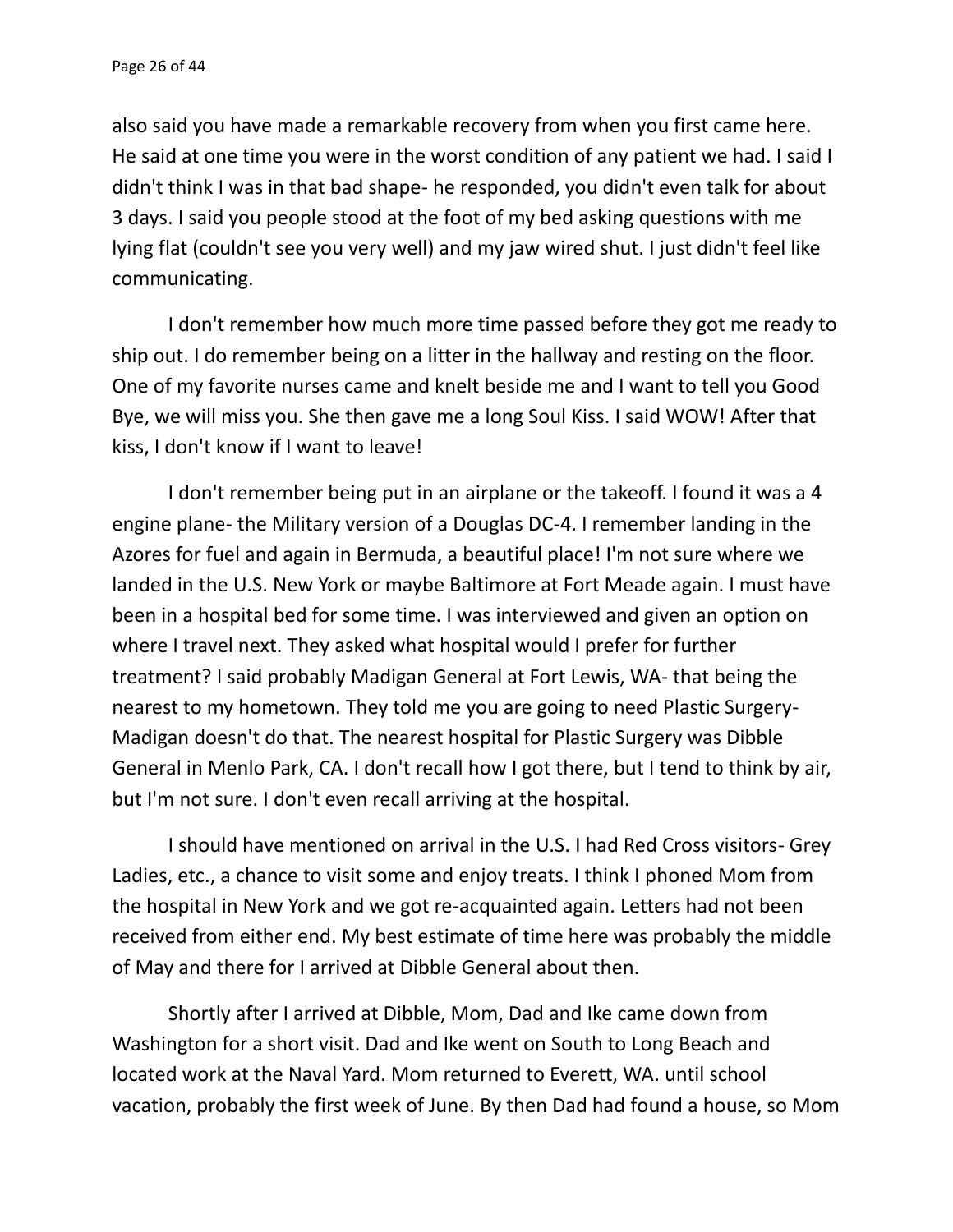also said you have made a remarkable recovery from when you first came here. He said at one time you were in the worst condition of any patient we had. I said I didn't think I was in that bad shape- he responded, you didn't even talk for about 3 days. I said you people stood at the foot of my bed asking questions with me lying flat (couldn't see you very well) and my jaw wired shut. I just didn't feel like communicating.

I don't remember how much more time passed before they got me ready to ship out. I do remember being on a litter in the hallway and resting on the floor. One of my favorite nurses came and knelt beside me and I want to tell you Good Bye, we will miss you. She then gave me a long Soul Kiss. I said WOW! After that kiss, I don't know if I want to leave!

I don't remember being put in an airplane or the takeoff. I found it was a 4 engine plane- the Military version of a Douglas DC-4. I remember landing in the Azores for fuel and again in Bermuda, a beautiful place! I'm not sure where we landed in the U.S. New York or maybe Baltimore at Fort Meade again. I must have been in a hospital bed for some time. I was interviewed and given an option on where I travel next. They asked what hospital would I prefer for further treatment? I said probably Madigan General at Fort Lewis, WA- that being the nearest to my hometown. They told me you are going to need Plastic Surgery- Madigan doesn't do that. The nearest hospital for Plastic Surgery was Dibble General in Menlo Park, CA. I don't recall how I got there, but I tend to think by air, but I'm not sure. I don't even recall arriving at the hospital.

I should have mentioned on arrival in the U.S. I had Red Cross visitors- Grey Ladies, etc., a chance to visit some and enjoy treats. I think I phoned Mom from the hospital in New York and we got re-acquainted again. Letters had not been received from either end. My best estimate of time here was probably the middle of May and there for I arrived at Dibble General about then.

Shortly after I arrived at Dibble, Mom, Dad and Ike came down from Washington for a short visit. Dad and Ike went on South to Long Beach and located work at the Naval Yard. Mom returned to Everett, WA. until school vacation, probably the first week of June. By then Dad had found a house, so Mom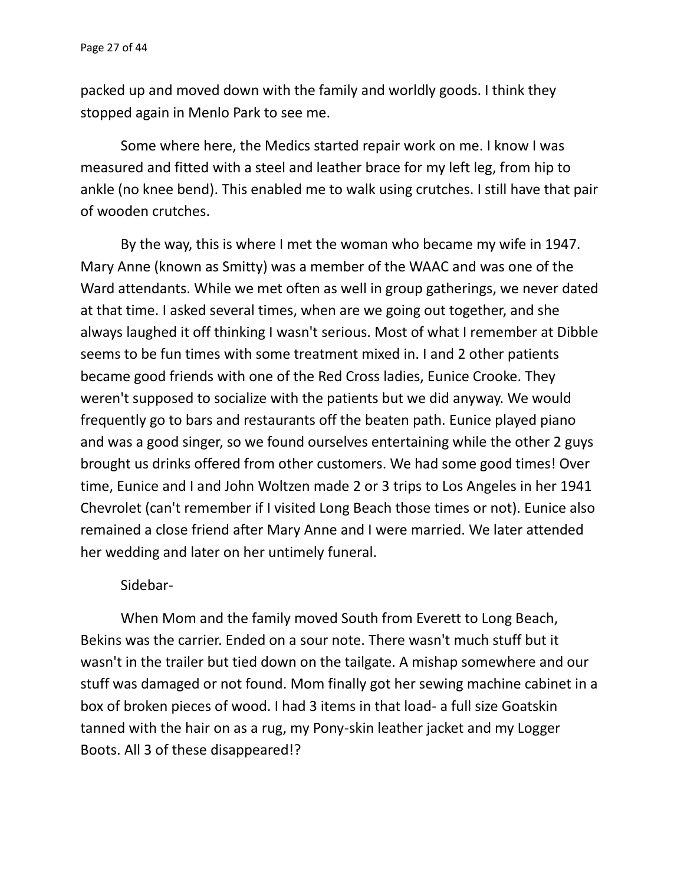packed up and moved down with the family and worldly goods. I think they stopped again in Menlo Park to see me.

Some where here, the Medics started repair work on me. I know I was measured and fitted with a steel and leather brace for my left leg, from hip to ankle (no knee bend). This enabled me to walk using crutches. I still have that pair of wooden crutches.

By the way, this is where I met the woman who became my wife in 1947. Mary Anne (known as Smitty) was a member of the WAAC and was one of the Ward attendants. While we met often as well in group gatherings, we never dated at that time. I asked several times, when are we going out together, and she always laughed it off thinking I wasn't serious. Most of what I remember at Dibble seems to be fun times with some treatment mixed in. I and 2 other patients became good friends with one of the Red Cross ladies, Eunice Crooke. They weren't supposed to socialize with the patients but we did anyway. We would frequently go to bars and restaurants off the beaten path. Eunice played piano and was a good singer, so we found ourselves entertaining while the other 2 guys brought us drinks offered from other customers. We had some good times! Over time, Eunice and I and John Woltzen made 2 or 3 trips to Los Angeles in her 1941 Chevrolet (can't remember if I visited Long Beach those times or not). Eunice also remained a close friend after Mary Anne and I were married. We later attended her wedding and later on her untimely funeral.

Sidebar-

When Mom and the family moved South from Everett to Long Beach, Bekins was the carrier. Ended on a sour note. There wasn't much stuff but it wasn't in the trailer but tied down on the tailgate. A mishap somewhere and our stuff was damaged or not found. Mom finally got her sewing machine cabinet in a box of broken pieces of wood. I had 3 items in that load- a full size Goatskin tanned with the hair on as a rug, my Pony-skin leather jacket and my Logger Boots. All 3 of these disappeared!?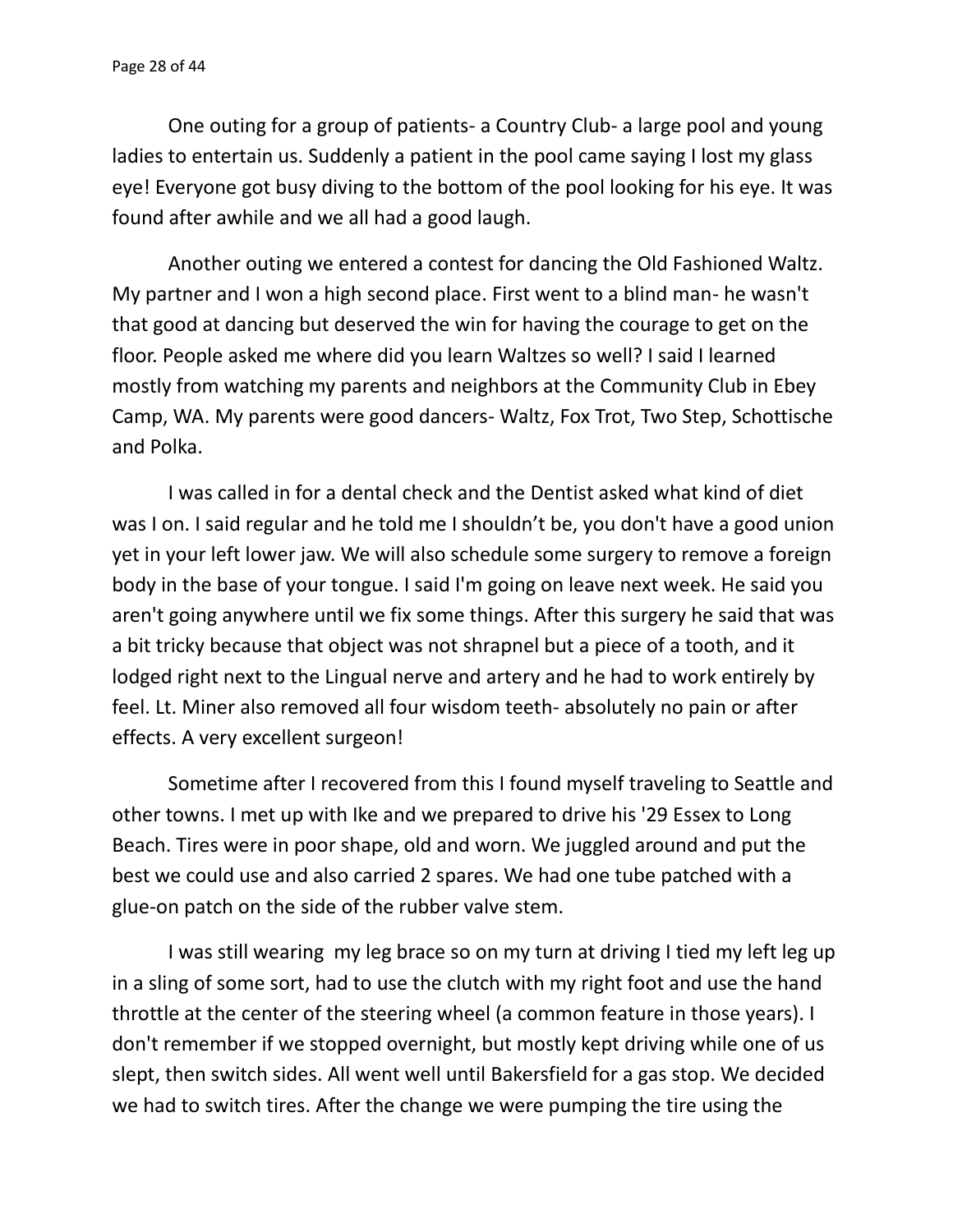One outing for a group of patients- a Country Club- a large pool and young ladies to entertain us. Suddenly a patient in the pool came saying I lost my glass eye! Everyone got busy diving to the bottom of the pool looking for his eye. It was found after awhile and we all had a good laugh.

Another outing we entered a contest for dancing the Old Fashioned Waltz. My partner and I won a high second place. First went to a blind man- he wasn't that good at dancing but deserved the win for having the courage to get on the floor. People asked me where did you learn Waltzes so well? I said I learned mostly from watching my parents and neighbors at the Community Club in Ebey Camp, WA. My parents were good dancers- Waltz, Fox Trot, Two Step, Schottische and Polka.

I was called in for a dental check and the Dentist asked what kind of diet was I on. I said regular and he told me I shouldn't be, you don't have a good union yet in your left lower jaw. We will also schedule some surgery to remove a foreign body in the base of your tongue. I said I'm going on leave next week. He said you aren't going anywhere until we fix some things. After this surgery he said that was a bit tricky because that object was not shrapnel but a piece of a tooth, and it lodged right next to the Lingual nerve and artery and he had to work entirely by feel. Lt. Miner also removed all four wisdom teeth- absolutely no pain or after effects. A very excellent surgeon!

Sometime after I recovered from this I found myself traveling to Seattle and other towns. I met up with Ike and we prepared to drive his '29 Essex to Long Beach. Tires were in poor shape, old and worn. We juggled around and put the best we could use and also carried 2 spares. We had one tube patched with a glue-on patch on the side of the rubber valve stem.

I was still wearing my leg brace so on my turn at driving I tied my left leg up in a sling of some sort, had to use the clutch with my right foot and use the hand throttle at the center of the steering wheel (a common feature in those years). I don't remember if we stopped overnight, but mostly kept driving while one of us slept, then switch sides. All went well until Bakersfield for a gas stop. We decided we had to switch tires. After the change we were pumping the tire using the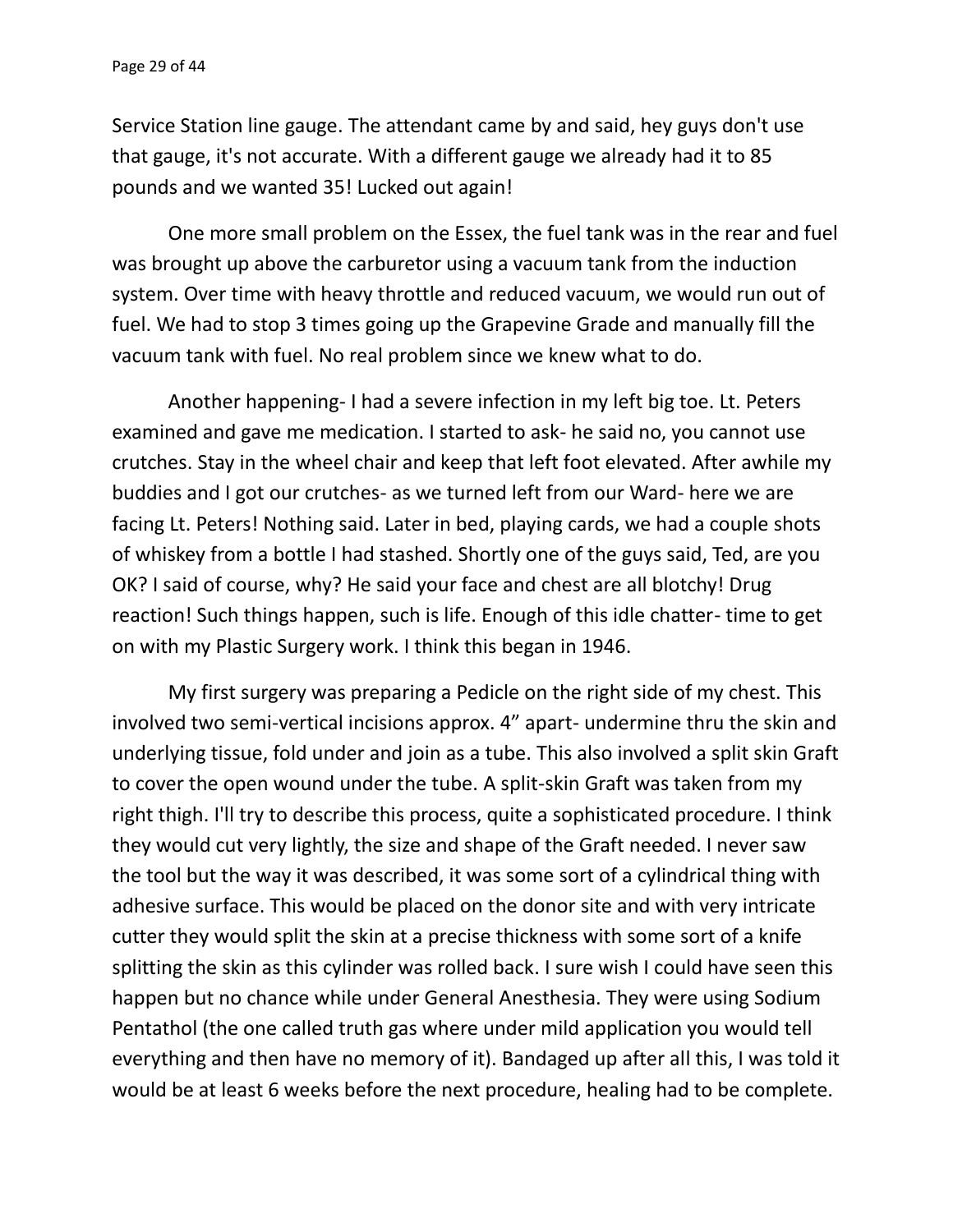Service Station line gauge. The attendant came by and said, hey guys don't use that gauge, it's not accurate. With a different gauge we already had it to 85 pounds and we wanted 35! Lucked out again!

One more small problem on the Essex, the fuel tank was in the rear and fuel was brought up above the carburetor using a vacuum tank from the induction system. Over time with heavy throttle and reduced vacuum, we would run out of fuel. We had to stop 3 times going up the Grapevine Grade and manually fill the vacuum tank with fuel. No real problem since we knew what to do.

Another happening- I had a severe infection in my left big toe. Lt. Peters examined and gave me medication. I started to ask- he said no, you cannot use crutches. Stay in the wheel chair and keep that left foot elevated. After awhile my buddies and I got our crutches- as we turned left from our Ward- here we are facing Lt. Peters! Nothing said. Later in bed, playing cards, we had a couple shots of whiskey from a bottle I had stashed. Shortly one of the guys said, Ted, are you OK? I said of course, why? He said your face and chest are all blotchy! Drug reaction! Such things happen, such is life. Enough of this idle chatter- time to get on with my Plastic Surgery work. I think this began in 1946.

My first surgery was preparing a Pedicle on the right side of my chest. This involved two semi-vertical incisions approx. 4" apart- undermine thru the skin and underlying tissue, fold under and join as a tube. This also involved a split skin Graft to cover the open wound under the tube. A split-skin Graft was taken from my right thigh. I'll try to describe this process, quite a sophisticated procedure. I think they would cut very lightly, the size and shape of the Graft needed. I never saw the tool but the way it was described, it was some sort of a cylindrical thing with adhesive surface. This would be placed on the donor site and with very intricate cutter they would split the skin at a precise thickness with some sort of a knife splitting the skin as this cylinder was rolled back. I sure wish I could have seen this happen but no chance while under General Anesthesia. They were using Sodium Pentathol (the one called truth gas where under mild application you would tell everything and then have no memory of it). Bandaged up after all this, I was told it would be at least 6 weeks before the next procedure, healing had to be complete.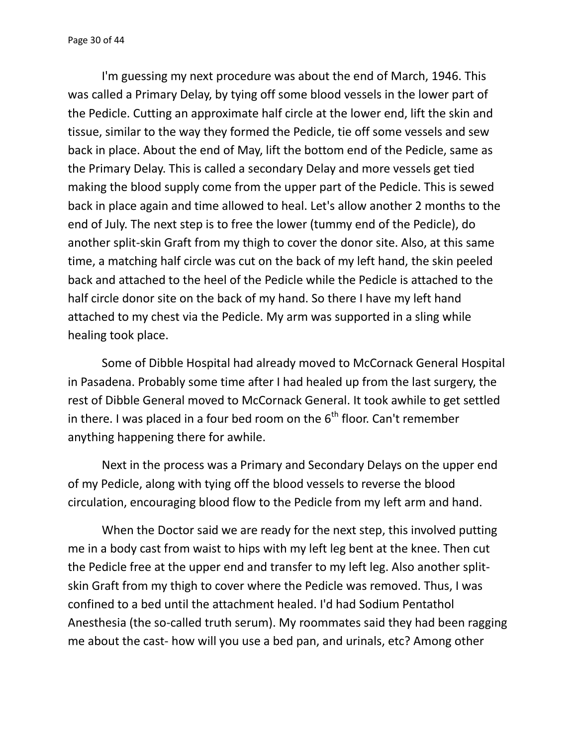I'm guessing my next procedure was about the end of March, 1946. This was called a Primary Delay, by tying off some blood vessels in the lower part of the Pedicle. Cutting an approximate half circle at the lower end, lift the skin and tissue, similar to the way they formed the Pedicle, tie off some vessels and sew back in place. About the end of May, lift the bottom end of the Pedicle, same as the Primary Delay. This is called a secondary Delay and more vessels get tied making the blood supply come from the upper part of the Pedicle. This is sewed back in place again and time allowed to heal. Let's allow another 2 months to the end of July. The next step is to free the lower (tummy end of the Pedicle), do another split-skin Graft from my thigh to cover the donor site. Also, at this same time, a matching half circle was cut on the back of my left hand, the skin peeled back and attached to the heel of the Pedicle while the Pedicle is attached to the half circle donor site on the back of my hand. So there I have my left hand attached to my chest via the Pedicle. My arm was supported in a sling while healing took place.

Some of Dibble Hospital had already moved to McCornack General Hospital in Pasadena. Probably some time after I had healed up from the last surgery, the rest of Dibble General moved to McCornack General. It took awhile to get settled in there. I was placed in a four bed room on the 6th floor. Can't remember anything happening there for awhile.

Next in the process was a Primary and Secondary Delays on the upper end of my Pedicle, along with tying off the blood vessels to reverse the blood circulation, encouraging blood flow to the Pedicle from my left arm and hand.

When the Doctor said we are ready for the next step, this involved putting me in a body cast from waist to hips with my left leg bent at the knee. Then cut the Pedicle free at the upper end and transfer to my left leg. Also another split-skin Graft from my thigh to cover where the Pedicle was removed. Thus, I was confined to a bed until the attachment healed. I'd had Sodium Pentathol Anesthesia (the so-called truth serum). My roommates said they had been ragging me about the cast- how will you use a bed pan, and urinals, etc? Among other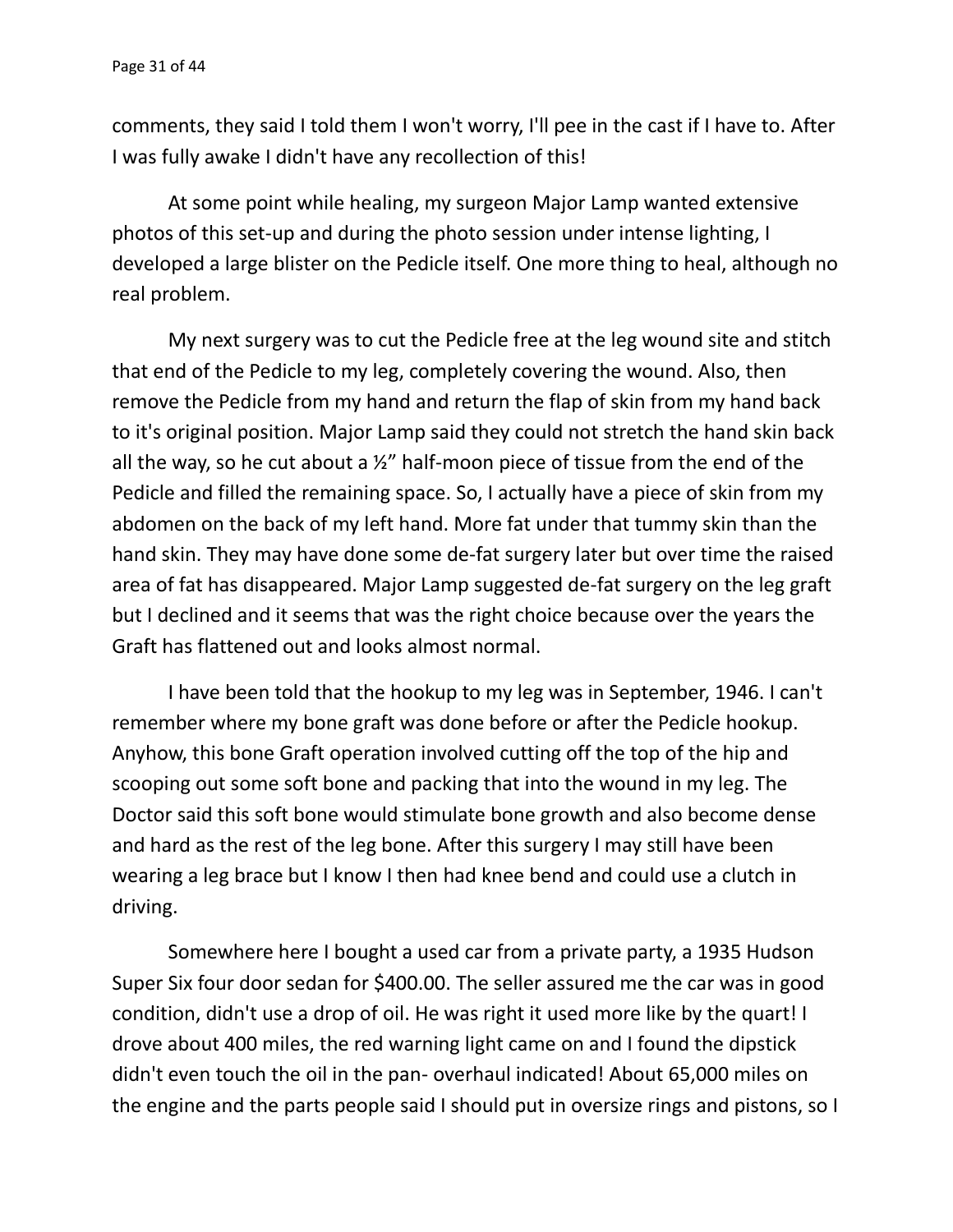comments, they said I told them I won't worry, I'll pee in the cast if I have to. After I was fully awake I didn't have any recollection of this!

At some point while healing, my surgeon Major Lamp wanted extensive photos of this set-up and during the photo session under intense lighting, I developed a large blister on the Pedicle itself. One more thing to heal, although no real problem.

My next surgery was to cut the Pedicle free at the leg wound site and stitch that end of the Pedicle to my leg, completely covering the wound. Also, then remove the Pedicle from my hand and return the flap of skin from my hand back to it's original position. Major Lamp said they could not stretch the hand skin back all the way, so he cut about a ½" half-moon piece of tissue from the end of the Pedicle and filled the remaining space. So, I actually have a piece of skin from my abdomen on the back of my left hand. More fat under that tummy skin than the hand skin. They may have done some de-fat surgery later but over time the raised area of fat has disappeared. Major Lamp suggested de-fat surgery on the leg graft but I declined and it seems that was the right choice because over the years the Graft has flattened out and looks almost normal.

I have been told that the hookup to my leg was in September, 1946. I can't remember where my bone graft was done before or after the Pedicle hookup. Anyhow, this bone Graft operation involved cutting off the top of the hip and scooping out some soft bone and packing that into the wound in my leg. The Doctor said this soft bone would stimulate bone growth and also become dense and hard as the rest of the leg bone. After this surgery I may still have been wearing a leg brace but I know I then had knee bend and could use a clutch in driving.

Somewhere here I bought a used car from a private party, a 1935 Hudson Super Six four door sedan for $400.00. The seller assured me the car was in good condition, didn't use a drop of oil. He was right it used more like by the quart! I drove about 400 miles, the red warning light came on and I found the dipstick didn't even touch the oil in the pan- overhaul indicated! About 65,000 miles on the engine and the parts people said I should put in oversize rings and pistons, so I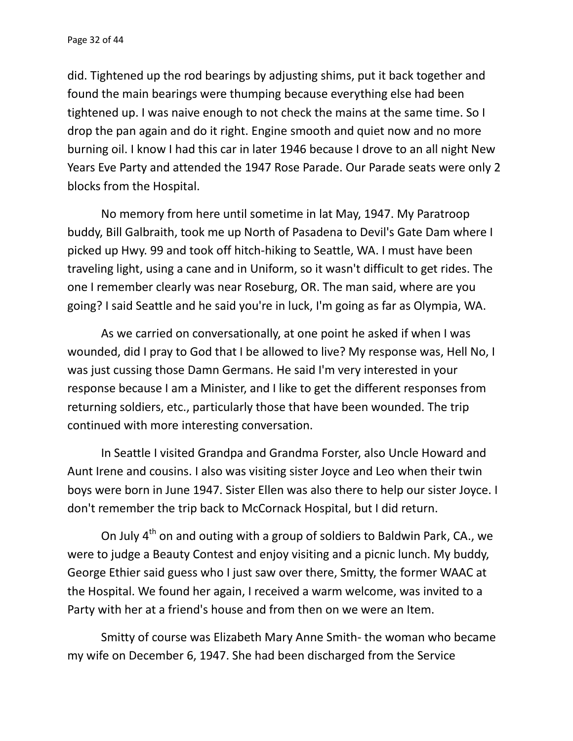did. Tightened up the rod bearings by adjusting shims, put it back together and found the main bearings were thumping because everything else had been tightened up. I was naive enough to not check the mains at the same time. So I drop the pan again and do it right. Engine smooth and quiet now and no more burning oil. I know I had this car in later 1946 because I drove to an all night New Years Eve Party and attended the 1947 Rose Parade. Our Parade seats were only 2 blocks from the Hospital.

No memory from here until sometime in lat May, 1947. My Paratroop buddy, Bill Galbraith, took me up North of Pasadena to Devil's Gate Dam where I picked up Hwy. 99 and took off hitch-hiking to Seattle, WA. I must have been traveling light, using a cane and in Uniform, so it wasn't difficult to get rides. The one I remember clearly was near Roseburg, OR. The man said, where are you going? I said Seattle and he said you're in luck, I'm going as far as Olympia, WA.

As we carried on conversationally, at one point he asked if when I was wounded, did I pray to God that I be allowed to live? My response was, Hell No, I was just cussing those Damn Germans. He said I'm very interested in your response because I am a Minister, and I like to get the different responses from returning soldiers, etc., particularly those that have been wounded. The trip continued with more interesting conversation.

In Seattle I visited Grandpa and Grandma Forster, also Uncle Howard and Aunt Irene and cousins. I also was visiting sister Joyce and Leo when their twin boys were born in June 1947. Sister Ellen was also there to help our sister Joyce. I don't remember the trip back to McCornack Hospital, but I did return.

On July 4th on and outing with a group of soldiers to Baldwin Park, CA., we were to judge a Beauty Contest and enjoy visiting and a picnic lunch. My buddy, George Ethier said guess who I just saw over there, Smitty, the former WAAC at the Hospital. We found her again, I received a warm welcome, was invited to a Party with her at a friend's house and from then on we were an Item.

Smitty of course was Elizabeth Mary Anne Smith- the woman who became my wife on December 6, 1947. She had been discharged from the Service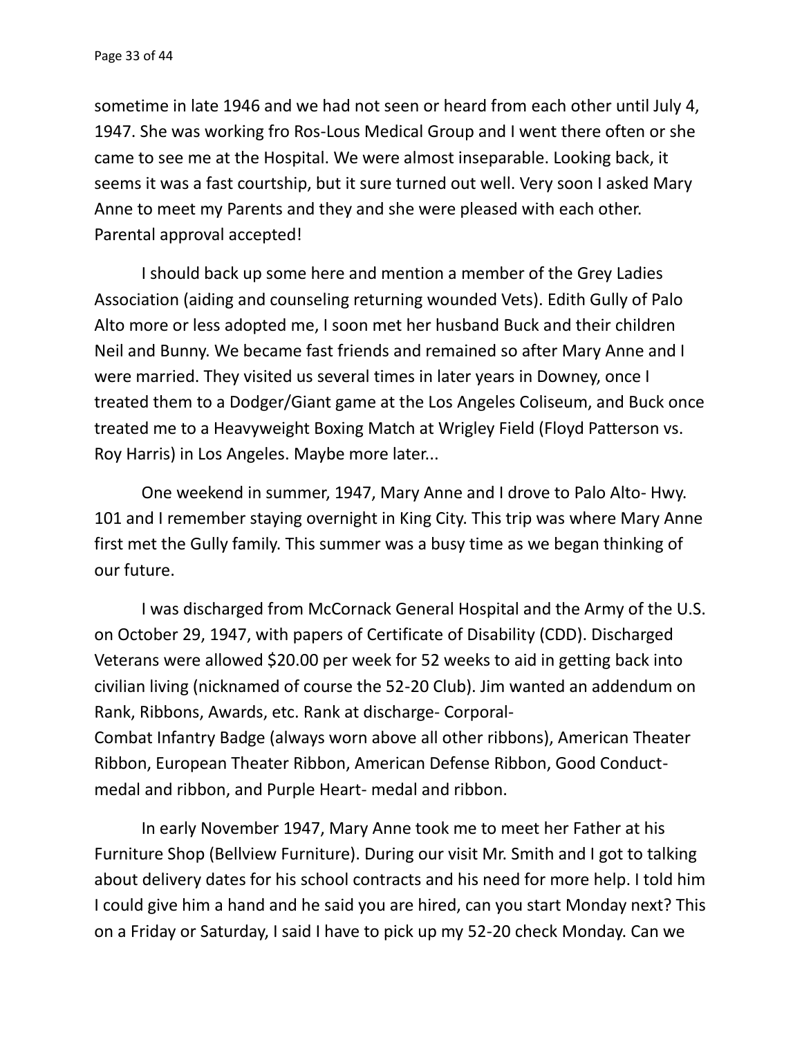sometime in late 1946 and we had not seen or heard from each other until July 4, 1947. She was working fro Ros-Lous Medical Group and I went there often or she came to see me at the Hospital. We were almost inseparable. Looking back, it seems it was a fast courtship, but it sure turned out well. Very soon I asked Mary Anne to meet my Parents and they and she were pleased with each other. Parental approval accepted!

I should back up some here and mention a member of the Grey Ladies Association (aiding and counseling returning wounded Vets). Edith Gully of Palo Alto more or less adopted me, I soon met her husband Buck and their children Neil and Bunny. We became fast friends and remained so after Mary Anne and I were married. They visited us several times in later years in Downey, once I treated them to a Dodger/Giant game at the Los Angeles Coliseum, and Buck once treated me to a Heavyweight Boxing Match at Wrigley Field (Floyd Patterson vs. Roy Harris) in Los Angeles. Maybe more later...

One weekend in summer, 1947, Mary Anne and I drove to Palo Alto- Hwy. 101 and I remember staying overnight in King City. This trip was where Mary Anne first met the Gully family. This summer was a busy time as we began thinking of our future.

I was discharged from McCornack General Hospital and the Army of the U.S. on October 29, 1947, with papers of Certificate of Disability (CDD). Discharged Veterans were allowed $20.00 per week for 52 weeks to aid in getting back into civilian living (nicknamed of course the 52-20 Club). Jim wanted an addendum on Rank, Ribbons, Awards, etc. Rank at discharge- Corporal-
Combat Infantry Badge (always worn above all other ribbons), American Theater Ribbon, European Theater Ribbon, American Defense Ribbon, Good Conduct- medal and ribbon, and Purple Heart- medal and ribbon.

In early November 1947, Mary Anne took me to meet her Father at his Furniture Shop (Bellview Furniture). During our visit Mr. Smith and I got to talking about delivery dates for his school contracts and his need for more help. I told him I could give him a hand and he said you are hired, can you start Monday next? This on a Friday or Saturday, I said I have to pick up my 52-20 check Monday. Can we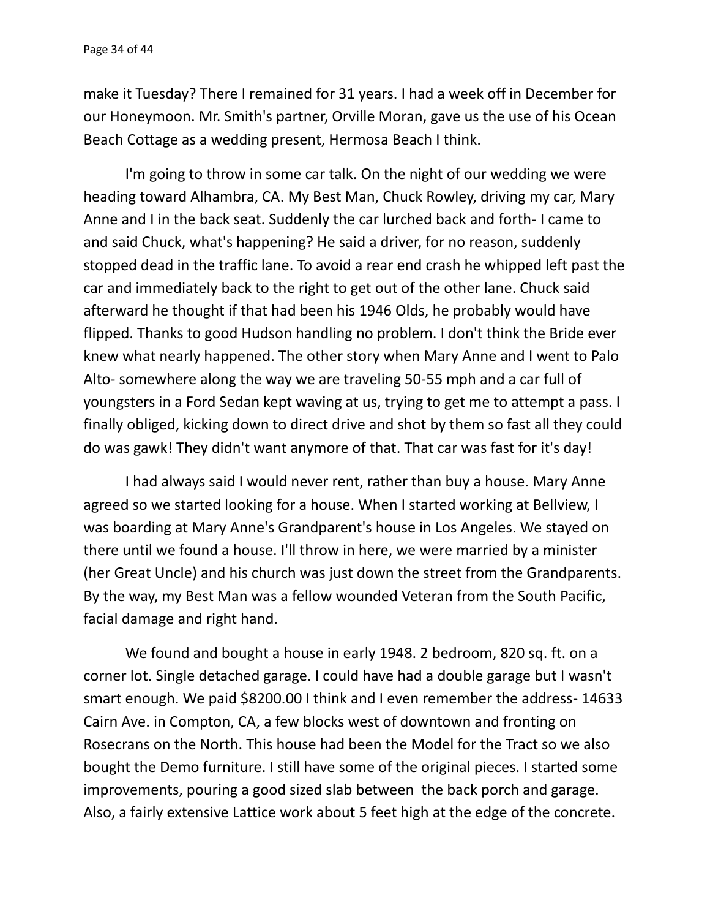make it Tuesday? There I remained for 31 years. I had a week off in December for our Honeymoon. Mr. Smith's partner, Orville Moran, gave us the use of his Ocean Beach Cottage as a wedding present, Hermosa Beach I think.

I'm going to throw in some car talk. On the night of our wedding we were heading toward Alhambra, CA. My Best Man, Chuck Rowley, driving my car, Mary Anne and I in the back seat. Suddenly the car lurched back and forth- I came to and said Chuck, what's happening? He said a driver, for no reason, suddenly stopped dead in the traffic lane. To avoid a rear end crash he whipped left past the car and immediately back to the right to get out of the other lane. Chuck said afterward he thought if that had been his 1946 Olds, he probably would have flipped. Thanks to good Hudson handling no problem. I don't think the Bride ever knew what nearly happened. The other story when Mary Anne and I went to Palo Alto- somewhere along the way we are traveling 50-55 mph and a car full of youngsters in a Ford Sedan kept waving at us, trying to get me to attempt a pass. I finally obliged, kicking down to direct drive and shot by them so fast all they could do was gawk! They didn't want anymore of that. That car was fast for it's day!

I had always said I would never rent, rather than buy a house. Mary Anne agreed so we started looking for a house. When I started working at Bellview, I was boarding at Mary Anne's Grandparent's house in Los Angeles. We stayed on there until we found a house. I'll throw in here, we were married by a minister (her Great Uncle) and his church was just down the street from the Grandparents. By the way, my Best Man was a fellow wounded Veteran from the South Pacific, facial damage and right hand.

We found and bought a house in early 1948. 2 bedroom, 820 sq. ft. on a corner lot. Single detached garage. I could have had a double garage but I wasn't smart enough. We paid $8200.00 I think and I even remember the address- 14633 Cairn Ave. in Compton, CA, a few blocks west of downtown and fronting on Rosecrans on the North. This house had been the Model for the Tract so we also bought the Demo furniture. I still have some of the original pieces. I started some improvements, pouring a good sized slab between the back porch and garage. Also, a fairly extensive Lattice work about 5 feet high at the edge of the concrete.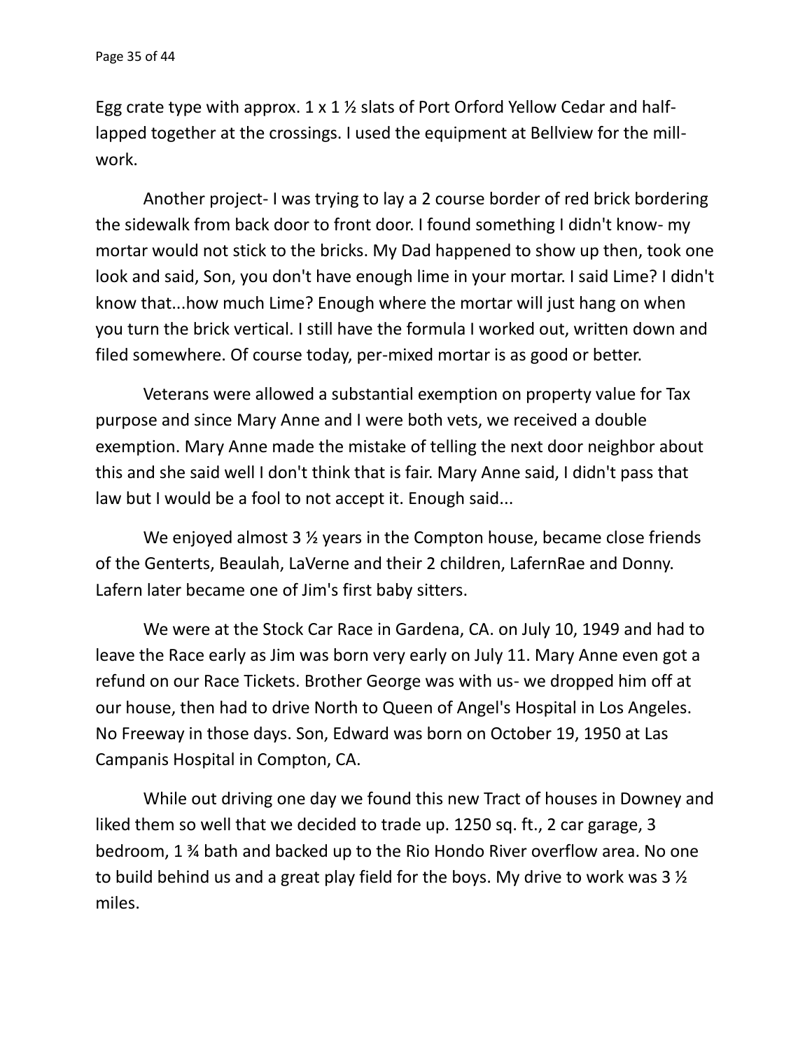Egg crate type with approx. 1 x 1 ½ slats of Port Orford Yellow Cedar and half-lapped together at the crossings. I used the equipment at Bellview for the mill-work.

Another project- I was trying to lay a 2 course border of red brick bordering the sidewalk from back door to front door. I found something I didn't know- my mortar would not stick to the bricks. My Dad happened to show up then, took one look and said, Son, you don't have enough lime in your mortar. I said Lime? I didn't know that...how much Lime? Enough where the mortar will just hang on when you turn the brick vertical. I still have the formula I worked out, written down and filed somewhere. Of course today, per-mixed mortar is as good or better.

Veterans were allowed a substantial exemption on property value for Tax purpose and since Mary Anne and I were both vets, we received a double exemption. Mary Anne made the mistake of telling the next door neighbor about this and she said well I don't think that is fair. Mary Anne said, I didn't pass that law but I would be a fool to not accept it. Enough said...

We enjoyed almost 3 ½ years in the Compton house, became close friends of the Genterts, Beaulah, LaVerne and their 2 children, LafernRae and Donny. Lafern later became one of Jim's first baby sitters.

We were at the Stock Car Race in Gardena, CA. on July 10, 1949 and had to leave the Race early as Jim was born very early on July 11. Mary Anne even got a refund on our Race Tickets. Brother George was with us- we dropped him off at our house, then had to drive North to Queen of Angel's Hospital in Los Angeles. No Freeway in those days. Son, Edward was born on October 19, 1950 at Las Campanis Hospital in Compton, CA.

While out driving one day we found this new Tract of houses in Downey and liked them so well that we decided to trade up. 1250 sq. ft., 2 car garage, 3 bedroom, 1 ¾ bath and backed up to the Rio Hondo River overflow area. No one to build behind us and a great play field for the boys. My drive to work was 3 ½ miles.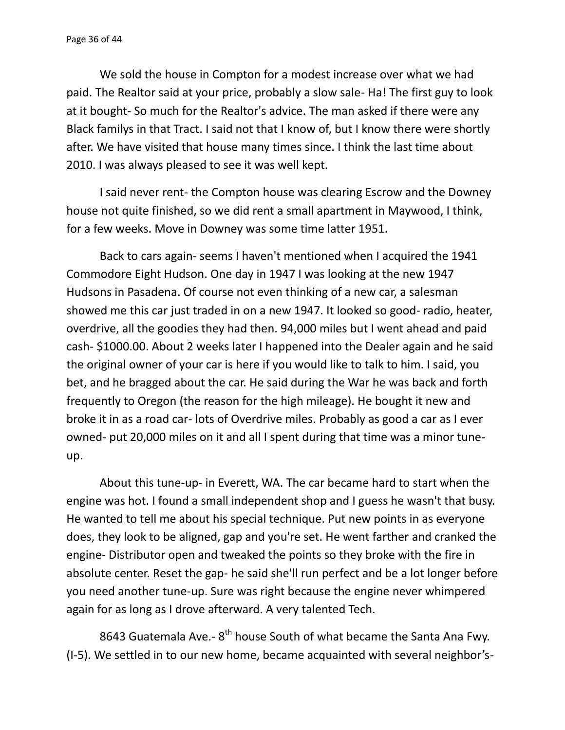We sold the house in Compton for a modest increase over what we had paid. The Realtor said at your price, probably a slow sale- Ha! The first guy to look at it bought- So much for the Realtor's advice. The man asked if there were any Black familys in that Tract. I said not that I know of, but I know there were shortly after. We have visited that house many times since. I think the last time about 2010. I was always pleased to see it was well kept.

I said never rent- the Compton house was clearing Escrow and the Downey house not quite finished, so we did rent a small apartment in Maywood, I think, for a few weeks. Move in Downey was some time latter 1951.

Back to cars again- seems I haven't mentioned when I acquired the 1941 Commodore Eight Hudson. One day in 1947 I was looking at the new 1947 Hudsons in Pasadena. Of course not even thinking of a new car, a salesman showed me this car just traded in on a new 1947. It looked so good- radio, heater, overdrive, all the goodies they had then. 94,000 miles but I went ahead and paid cash- $1000.00. About 2 weeks later I happened into the Dealer again and he said the original owner of your car is here if you would like to talk to him. I said, you bet, and he bragged about the car. He said during the War he was back and forth frequently to Oregon (the reason for the high mileage). He bought it new and broke it in as a road car- lots of Overdrive miles. Probably as good a car as I ever owned- put 20,000 miles on it and all I spent during that time was a minor tune-up.

About this tune-up- in Everett, WA. The car became hard to start when the engine was hot. I found a small independent shop and I guess he wasn't that busy. He wanted to tell me about his special technique. Put new points in as everyone does, they look to be aligned, gap and you're set. He went farther and cranked the engine- Distributor open and tweaked the points so they broke with the fire in absolute center. Reset the gap- he said she'll run perfect and be a lot longer before you need another tune-up. Sure was right because the engine never whimpered again for as long as I drove afterward. A very talented Tech.

8643 Guatemala Ave.- 8th house South of what became the Santa Ana Fwy. (I-5). We settled in to our new home, became acquainted with several neighbor's-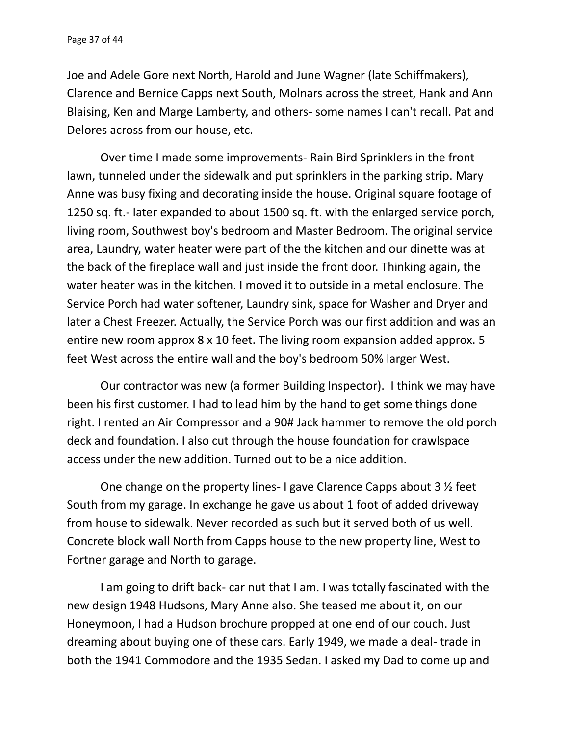Joe and Adele Gore next North, Harold and June Wagner (late Schiffmakers), Clarence and Bernice Capps next South, Molnars across the street, Hank and Ann Blaising, Ken and Marge Lamberty, and others- some names I can't recall. Pat and Delores across from our house, etc.

Over time I made some improvements- Rain Bird Sprinklers in the front lawn, tunneled under the sidewalk and put sprinklers in the parking strip. Mary Anne was busy fixing and decorating inside the house. Original square footage of 1250 sq. ft.- later expanded to about 1500 sq. ft. with the enlarged service porch, living room, Southwest boy's bedroom and Master Bedroom. The original service area, Laundry, water heater were part of the the kitchen and our dinette was at the back of the fireplace wall and just inside the front door. Thinking again, the water heater was in the kitchen. I moved it to outside in a metal enclosure. The Service Porch had water softener, Laundry sink, space for Washer and Dryer and later a Chest Freezer. Actually, the Service Porch was our first addition and was an entire new room approx 8 x 10 feet. The living room expansion added approx. 5 feet West across the entire wall and the boy's bedroom 50% larger West.

Our contractor was new (a former Building Inspector). I think we may have been his first customer. I had to lead him by the hand to get some things done right. I rented an Air Compressor and a 90# Jack hammer to remove the old porch deck and foundation. I also cut through the house foundation for crawlspace access under the new addition. Turned out to be a nice addition.

One change on the property lines- I gave Clarence Capps about 3 ½ feet South from my garage. In exchange he gave us about 1 foot of added driveway from house to sidewalk. Never recorded as such but it served both of us well. Concrete block wall North from Capps house to the new property line, West to Fortner garage and North to garage.

I am going to drift back- car nut that I am. I was totally fascinated with the new design 1948 Hudsons, Mary Anne also. She teased me about it, on our Honeymoon, I had a Hudson brochure propped at one end of our couch. Just dreaming about buying one of these cars. Early 1949, we made a deal- trade in both the 1941 Commodore and the 1935 Sedan. I asked my Dad to come up and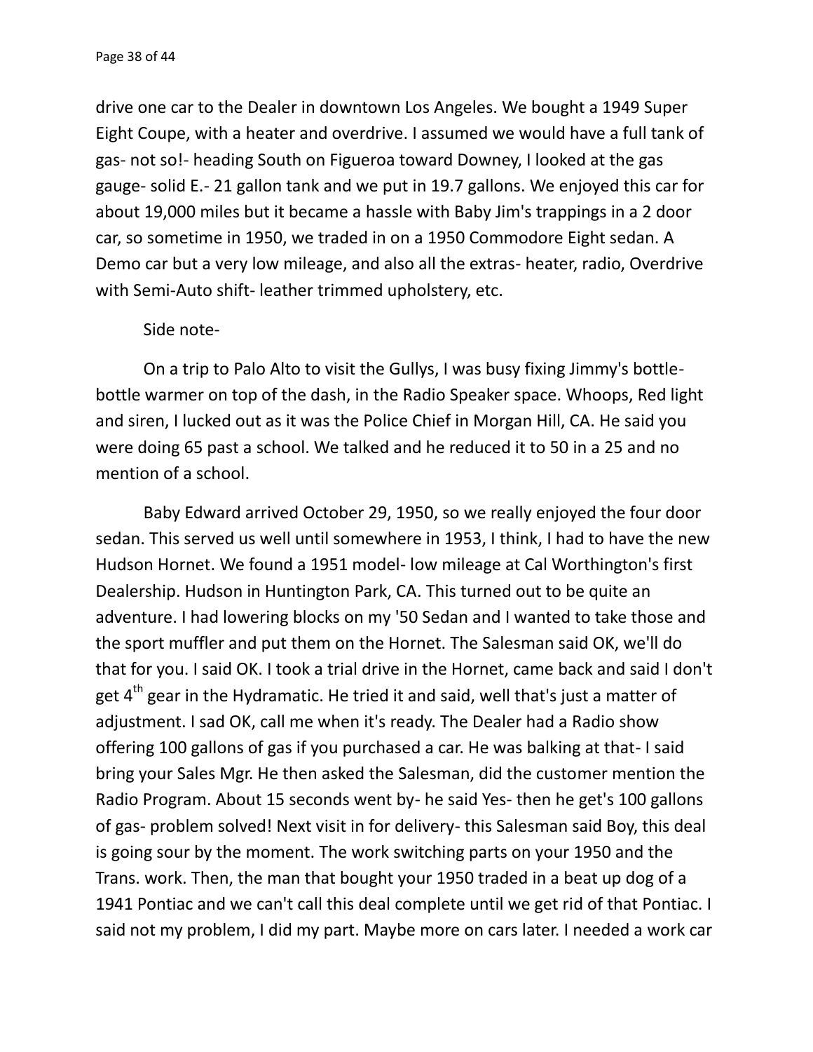drive one car to the Dealer in downtown Los Angeles. We bought a 1949 Super Eight Coupe, with a heater and overdrive. I assumed we would have a full tank of gas- not so!- heading South on Figueroa toward Downey, I looked at the gas gauge- solid E.- 21 gallon tank and we put in 19.7 gallons. We enjoyed this car for about 19,000 miles but it became a hassle with Baby Jim's trappings in a 2 door car, so sometime in 1950, we traded in on a 1950 Commodore Eight sedan. A Demo car but a very low mileage, and also all the extras- heater, radio, Overdrive with Semi-Auto shift- leather trimmed upholstery, etc.

Side note-

On a trip to Palo Alto to visit the Gullys, I was busy fixing Jimmy's bottle-bottle warmer on top of the dash, in the Radio Speaker space. Whoops, Red light and siren, I lucked out as it was the Police Chief in Morgan Hill, CA. He said you were doing 65 past a school. We talked and he reduced it to 50 in a 25 and no mention of a school.

Baby Edward arrived October 29, 1950, so we really enjoyed the four door sedan. This served us well until somewhere in 1953, I think, I had to have the new Hudson Hornet. We found a 1951 model- low mileage at Cal Worthington's first Dealership. Hudson in Huntington Park, CA. This turned out to be quite an adventure. I had lowering blocks on my '50 Sedan and I wanted to take those and the sport muffler and put them on the Hornet. The Salesman said OK, we'll do that for you. I said OK. I took a trial drive in the Hornet, came back and said I don't get 4th gear in the Hydramatic. He tried it and said, well that's just a matter of adjustment. I sad OK, call me when it's ready. The Dealer had a Radio show offering 100 gallons of gas if you purchased a car. He was balking at that- I said bring your Sales Mgr. He then asked the Salesman, did the customer mention the Radio Program. About 15 seconds went by- he said Yes- then he get's 100 gallons of gas- problem solved! Next visit in for delivery- this Salesman said Boy, this deal is going sour by the moment. The work switching parts on your 1950 and the Trans. work. Then, the man that bought your 1950 traded in a beat up dog of a 1941 Pontiac and we can't call this deal complete until we get rid of that Pontiac. I said not my problem, I did my part. Maybe more on cars later. I needed a work car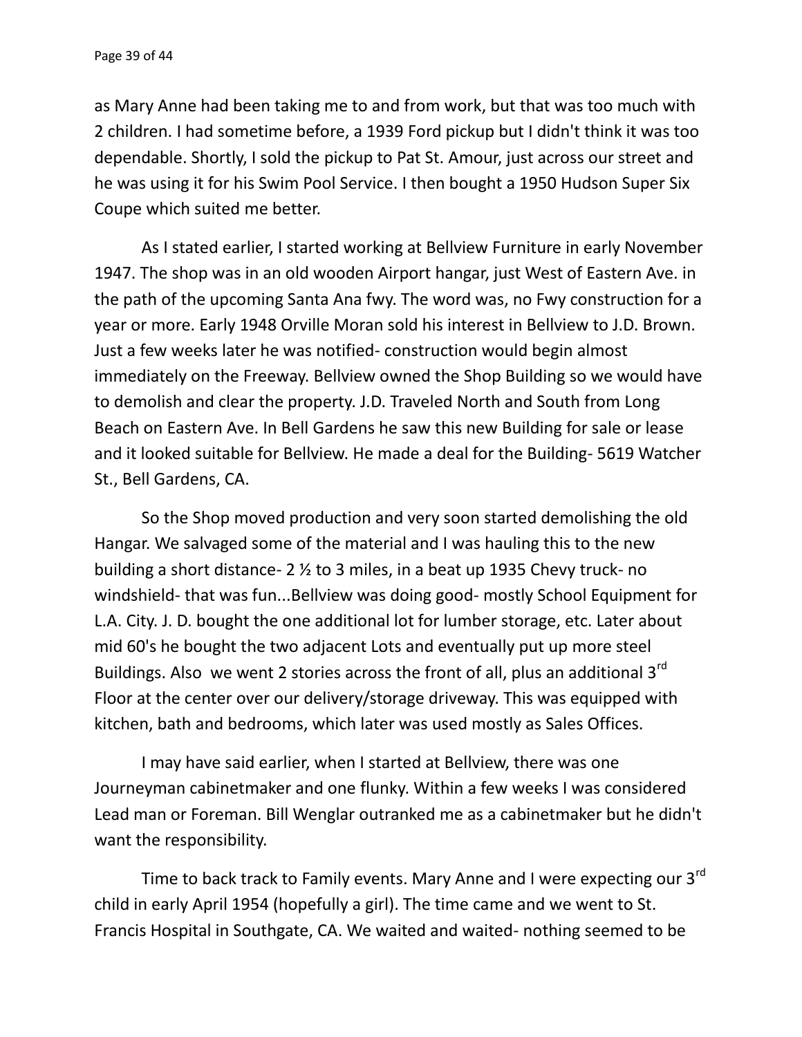as Mary Anne had been taking me to and from work, but that was too much with 2 children. I had sometime before, a 1939 Ford pickup but I didn't think it was too dependable. Shortly, I sold the pickup to Pat St. Amour, just across our street and he was using it for his Swim Pool Service. I then bought a 1950 Hudson Super Six Coupe which suited me better.

As I stated earlier, I started working at Bellview Furniture in early November 1947. The shop was in an old wooden Airport hangar, just West of Eastern Ave. in the path of the upcoming Santa Ana fwy. The word was, no Fwy construction for a year or more. Early 1948 Orville Moran sold his interest in Bellview to J.D. Brown. Just a few weeks later he was notified- construction would begin almost immediately on the Freeway. Bellview owned the Shop Building so we would have to demolish and clear the property. J.D. Traveled North and South from Long Beach on Eastern Ave. In Bell Gardens he saw this new Building for sale or lease and it looked suitable for Bellview. He made a deal for the Building- 5619 Watcher St., Bell Gardens, CA.

So the Shop moved production and very soon started demolishing the old Hangar. We salvaged some of the material and I was hauling this to the new building a short distance- 2 ½ to 3 miles, in a beat up 1935 Chevy truck- no windshield- that was fun...Bellview was doing good- mostly School Equipment for L.A. City. J. D. bought the one additional lot for lumber storage, etc. Later about mid 60's he bought the two adjacent Lots and eventually put up more steel Buildings. Also we went 2 stories across the front of all, plus an additional 3rd Floor at the center over our delivery/storage driveway. This was equipped with kitchen, bath and bedrooms, which later was used mostly as Sales Offices.

I may have said earlier, when I started at Bellview, there was one Journeyman cabinetmaker and one flunky. Within a few weeks I was considered Lead man or Foreman. Bill Wenglar outranked me as a cabinetmaker but he didn't want the responsibility.

Time to back track to Family events. Mary Anne and I were expecting our 3rd child in early April 1954 (hopefully a girl). The time came and we went to St. Francis Hospital in Southgate, CA. We waited and waited- nothing seemed to be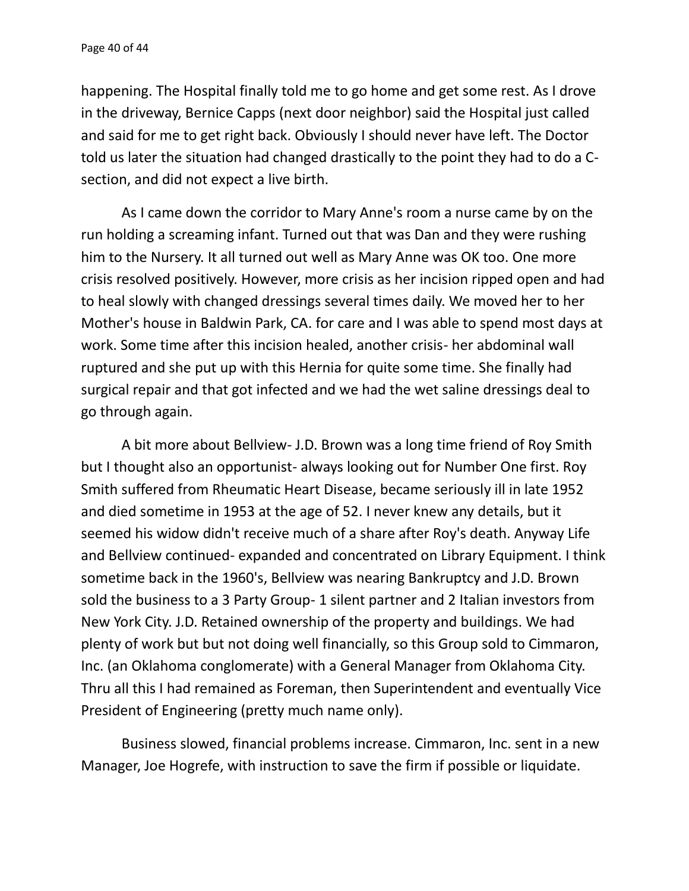happening. The Hospital finally told me to go home and get some rest. As I drove in the driveway, Bernice Capps (next door neighbor) said the Hospital just called and said for me to get right back. Obviously I should never have left. The Doctor told us later the situation had changed drastically to the point they had to do a C-section, and did not expect a live birth.

As I came down the corridor to Mary Anne's room a nurse came by on the run holding a screaming infant. Turned out that was Dan and they were rushing him to the Nursery. It all turned out well as Mary Anne was OK too. One more crisis resolved positively. However, more crisis as her incision ripped open and had to heal slowly with changed dressings several times daily. We moved her to her Mother's house in Baldwin Park, CA. for care and I was able to spend most days at work. Some time after this incision healed, another crisis- her abdominal wall ruptured and she put up with this Hernia for quite some time. She finally had surgical repair and that got infected and we had the wet saline dressings deal to go through again.

A bit more about Bellview- J.D. Brown was a long time friend of Roy Smith but I thought also an opportunist- always looking out for Number One first. Roy Smith suffered from Rheumatic Heart Disease, became seriously ill in late 1952 and died sometime in 1953 at the age of 52. I never knew any details, but it seemed his widow didn't receive much of a share after Roy's death. Anyway Life and Bellview continued- expanded and concentrated on Library Equipment. I think sometime back in the 1960's, Bellview was nearing Bankruptcy and J.D. Brown sold the business to a 3 Party Group- 1 silent partner and 2 Italian investors from New York City. J.D. Retained ownership of the property and buildings. We had plenty of work but but not doing well financially, so this Group sold to Cimmaron, Inc. (an Oklahoma conglomerate) with a General Manager from Oklahoma City. Thru all this I had remained as Foreman, then Superintendent and eventually Vice President of Engineering (pretty much name only).

Business slowed, financial problems increase. Cimmaron, Inc. sent in a new Manager, Joe Hogrefe, with instruction to save the firm if possible or liquidate.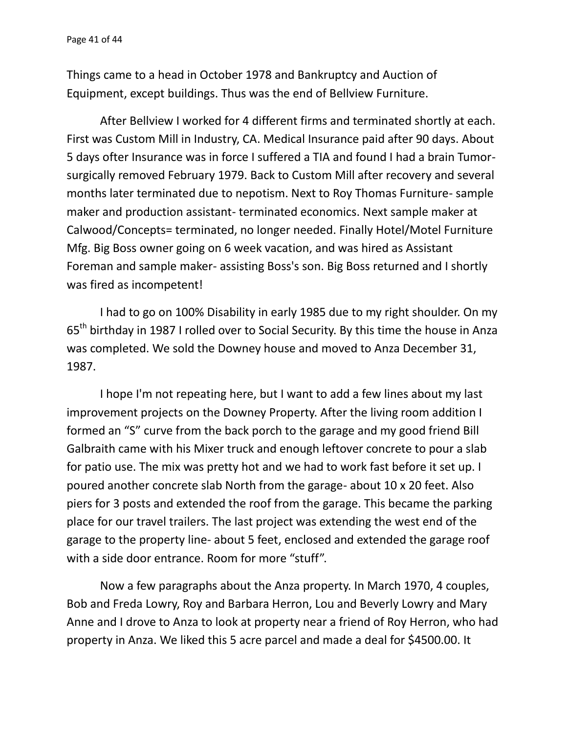Things came to a head in October 1978 and Bankruptcy and Auction of Equipment, except buildings. Thus was the end of Bellview Furniture.

After Bellview I worked for 4 different firms and terminated shortly at each. First was Custom Mill in Industry, CA. Medical Insurance paid after 90 days. About 5 days ofter Insurance was in force I suffered a TIA and found I had a brain Tumor- surgically removed February 1979. Back to Custom Mill after recovery and several months later terminated due to nepotism. Next to Roy Thomas Furniture- sample maker and production assistant- terminated economics. Next sample maker at Calwood/Concepts= terminated, no longer needed. Finally Hotel/Motel Furniture Mfg. Big Boss owner going on 6 week vacation, and was hired as Assistant Foreman and sample maker- assisting Boss's son. Big Boss returned and I shortly was fired as incompetent!

I had to go on 100% Disability in early 1985 due to my right shoulder. On my 65th birthday in 1987 I rolled over to Social Security. By this time the house in Anza was completed. We sold the Downey house and moved to Anza December 31, 1987.

I hope I'm not repeating here, but I want to add a few lines about my last improvement projects on the Downey Property. After the living room addition I formed an “S” curve from the back porch to the garage and my good friend Bill Galbraith came with his Mixer truck and enough leftover concrete to pour a slab for patio use. The mix was pretty hot and we had to work fast before it set up. I poured another concrete slab North from the garage- about 10 x 20 feet. Also piers for 3 posts and extended the roof from the garage. This became the parking place for our travel trailers. The last project was extending the west end of the garage to the property line- about 5 feet, enclosed and extended the garage roof with a side door entrance. Room for more “stuff”.

Now a few paragraphs about the Anza property. In March 1970, 4 couples, Bob and Freda Lowry, Roy and Barbara Herron, Lou and Beverly Lowry and Mary Anne and I drove to Anza to look at property near a friend of Roy Herron, who had property in Anza. We liked this 5 acre parcel and made a deal for $4500.00. It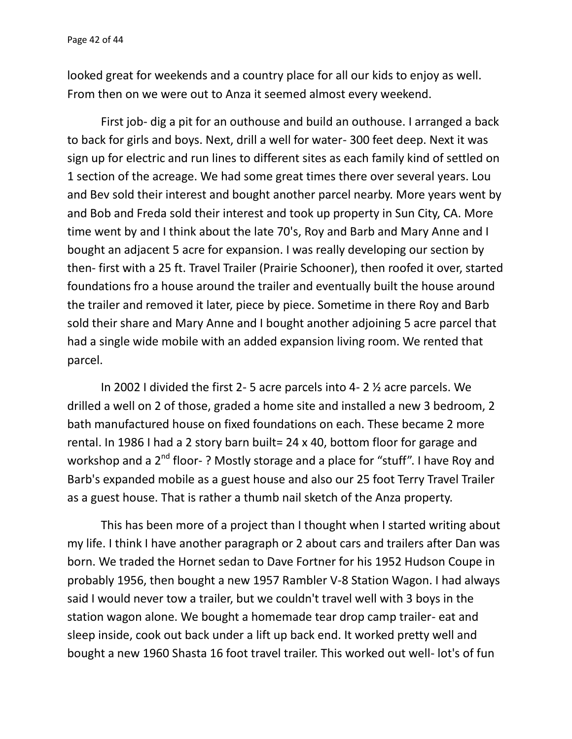looked great for weekends and a country place for all our kids to enjoy as well. From then on we were out to Anza it seemed almost every weekend.

First job- dig a pit for an outhouse and build an outhouse. I arranged a back to back for girls and boys. Next, drill a well for water- 300 feet deep. Next it was sign up for electric and run lines to different sites as each family kind of settled on 1 section of the acreage. We had some great times there over several years. Lou and Bev sold their interest and bought another parcel nearby. More years went by and Bob and Freda sold their interest and took up property in Sun City, CA. More time went by and I think about the late 70's, Roy and Barb and Mary Anne and I bought an adjacent 5 acre for expansion. I was really developing our section by then- first with a 25 ft. Travel Trailer (Prairie Schooner), then roofed it over, started foundations fro a house around the trailer and eventually built the house around the trailer and removed it later, piece by piece. Sometime in there Roy and Barb sold their share and Mary Anne and I bought another adjoining 5 acre parcel that had a single wide mobile with an added expansion living room. We rented that parcel.

In 2002 I divided the first 2- 5 acre parcels into 4- 2 ½ acre parcels. We drilled a well on 2 of those, graded a home site and installed a new 3 bedroom, 2 bath manufactured house on fixed foundations on each. These became 2 more rental. In 1986 I had a 2 story barn built= 24 x 40, bottom floor for garage and workshop and a 2nd floor- ? Mostly storage and a place for "stuff". I have Roy and Barb's expanded mobile as a guest house and also our 25 foot Terry Travel Trailer as a guest house. That is rather a thumb nail sketch of the Anza property.

This has been more of a project than I thought when I started writing about my life. I think I have another paragraph or 2 about cars and trailers after Dan was born. We traded the Hornet sedan to Dave Fortner for his 1952 Hudson Coupe in probably 1956, then bought a new 1957 Rambler V-8 Station Wagon. I had always said I would never tow a trailer, but we couldn't travel well with 3 boys in the station wagon alone. We bought a homemade tear drop camp trailer- eat and sleep inside, cook out back under a lift up back end. It worked pretty well and bought a new 1960 Shasta 16 foot travel trailer. This worked out well- lot's of fun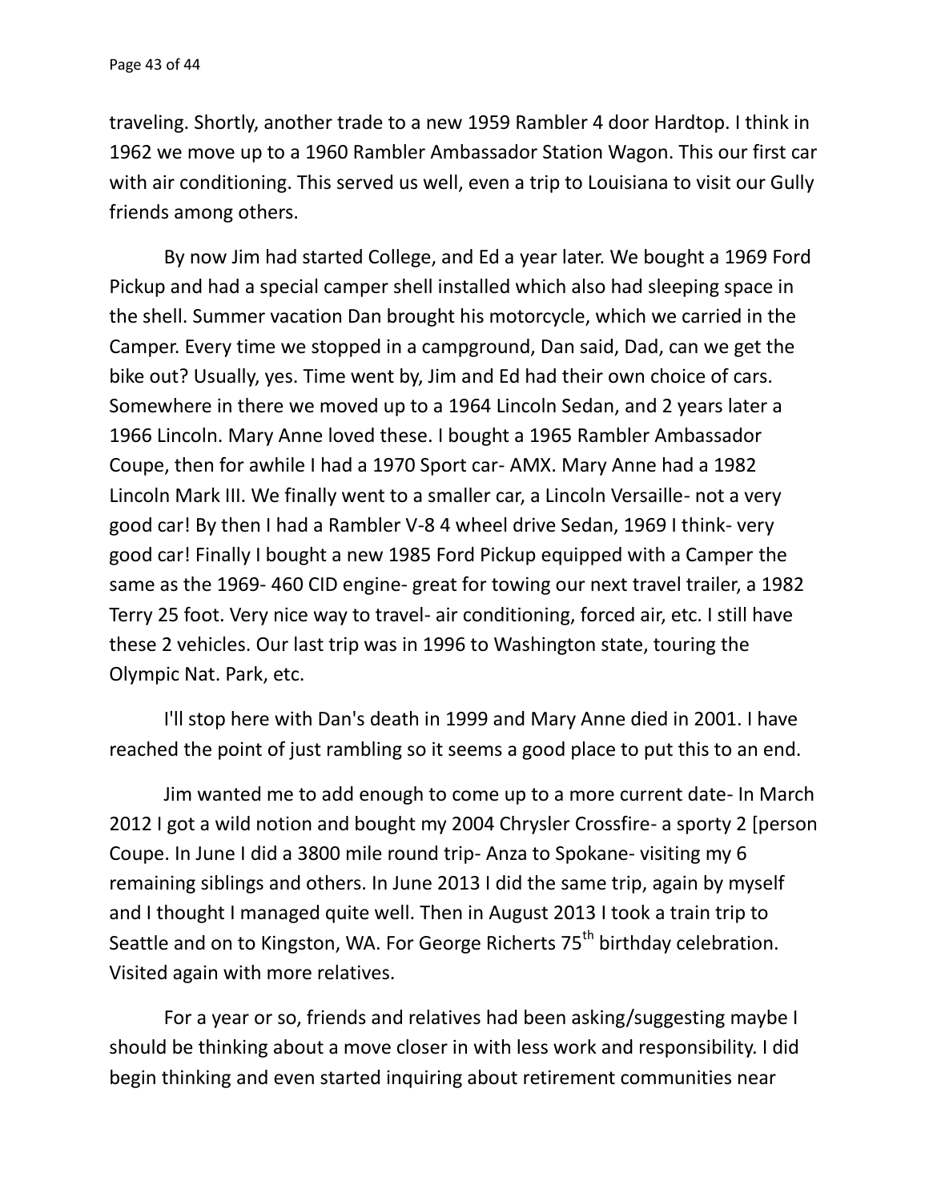traveling. Shortly, another trade to a new 1959 Rambler 4 door Hardtop. I think in 1962 we move up to a 1960 Rambler Ambassador Station Wagon. This our first car with air conditioning. This served us well, even a trip to Louisiana to visit our Gully friends among others.

By now Jim had started College, and Ed a year later. We bought a 1969 Ford Pickup and had a special camper shell installed which also had sleeping space in the shell. Summer vacation Dan brought his motorcycle, which we carried in the Camper. Every time we stopped in a campground, Dan said, Dad, can we get the bike out? Usually, yes. Time went by, Jim and Ed had their own choice of cars. Somewhere in there we moved up to a 1964 Lincoln Sedan, and 2 years later a 1966 Lincoln. Mary Anne loved these. I bought a 1965 Rambler Ambassador Coupe, then for awhile I had a 1970 Sport car- AMX. Mary Anne had a 1982 Lincoln Mark III. We finally went to a smaller car, a Lincoln Versaille- not a very good car! By then I had a Rambler V-8 4 wheel drive Sedan, 1969 I think- very good car! Finally I bought a new 1985 Ford Pickup equipped with a Camper the same as the 1969- 460 CID engine- great for towing our next travel trailer, a 1982 Terry 25 foot. Very nice way to travel- air conditioning, forced air, etc. I still have these 2 vehicles. Our last trip was in 1996 to Washington state, touring the Olympic Nat. Park, etc.

I'll stop here with Dan's death in 1999 and Mary Anne died in 2001. I have reached the point of just rambling so it seems a good place to put this to an end.

Jim wanted me to add enough to come up to a more current date- In March 2012 I got a wild notion and bought my 2004 Chrysler Crossfire- a sporty 2 [person Coupe. In June I did a 3800 mile round trip- Anza to Spokane- visiting my 6 remaining siblings and others. In June 2013 I did the same trip, again by myself and I thought I managed quite well. Then in August 2013 I took a train trip to Seattle and on to Kingston, WA. For George Richerts 75th birthday celebration. Visited again with more relatives.

For a year or so, friends and relatives had been asking/suggesting maybe I should be thinking about a move closer in with less work and responsibility. I did begin thinking and even started inquiring about retirement communities near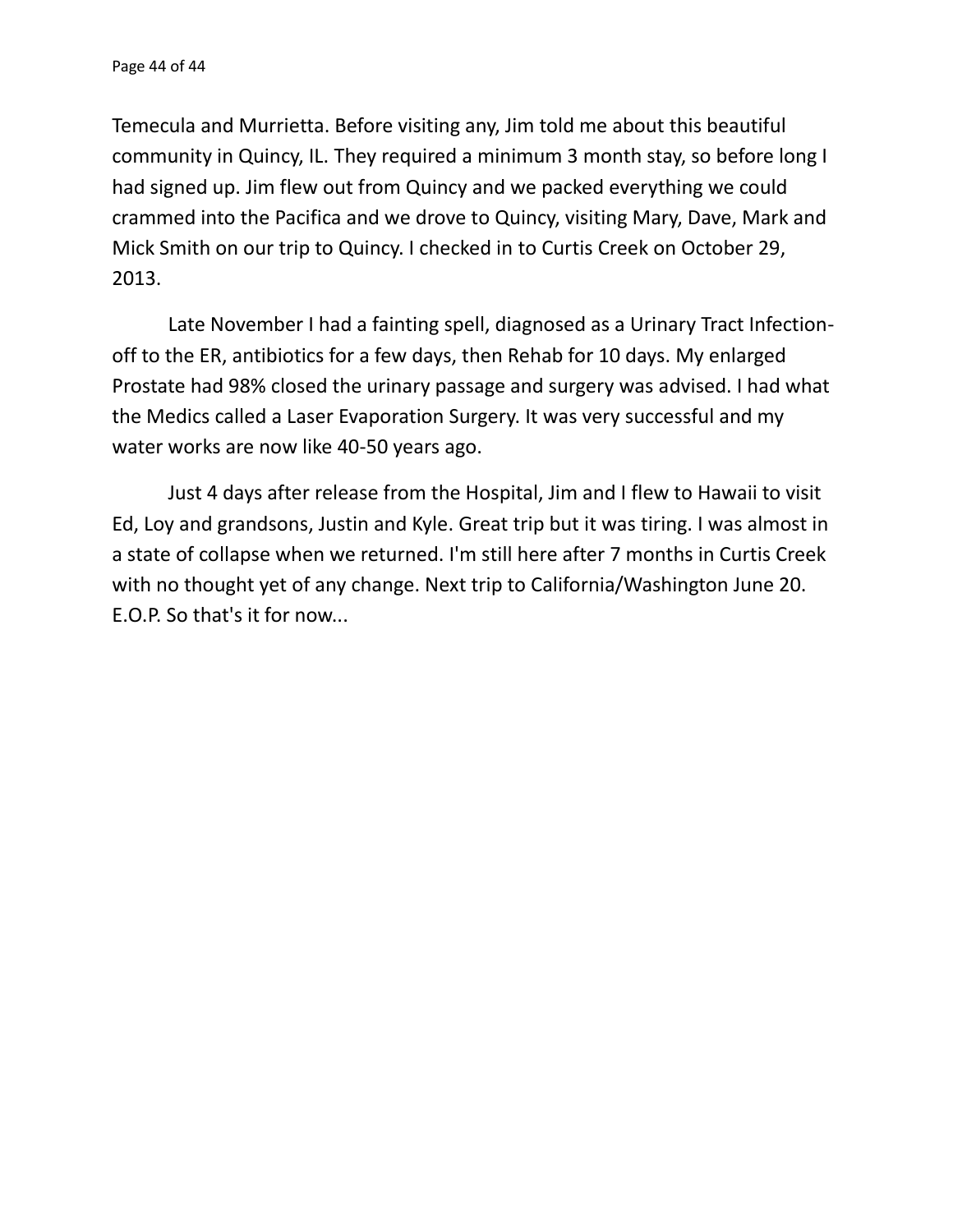Temecula and Murrietta. Before visiting any, Jim told me about this beautiful community in Quincy, IL. They required a minimum 3 month stay, so before long I had signed up. Jim flew out from Quincy and we packed everything we could crammed into the Pacifica and we drove to Quincy, visiting Mary, Dave, Mark and Mick Smith on our trip to Quincy. I checked in to Curtis Creek on October 29, 2013.

Late November I had a fainting spell, diagnosed as a Urinary Tract Infection- off to the ER, antibiotics for a few days, then Rehab for 10 days. My enlarged Prostate had 98% closed the urinary passage and surgery was advised. I had what the Medics called a Laser Evaporation Surgery. It was very successful and my water works are now like 40-50 years ago.

Just 4 days after release from the Hospital, Jim and I flew to Hawaii to visit Ed, Loy and grandsons, Justin and Kyle. Great trip but it was tiring. I was almost in a state of collapse when we returned. I'm still here after 7 months in Curtis Creek with no thought yet of any change. Next trip to California/Washington June 20. E.O.P. So that's it for now...